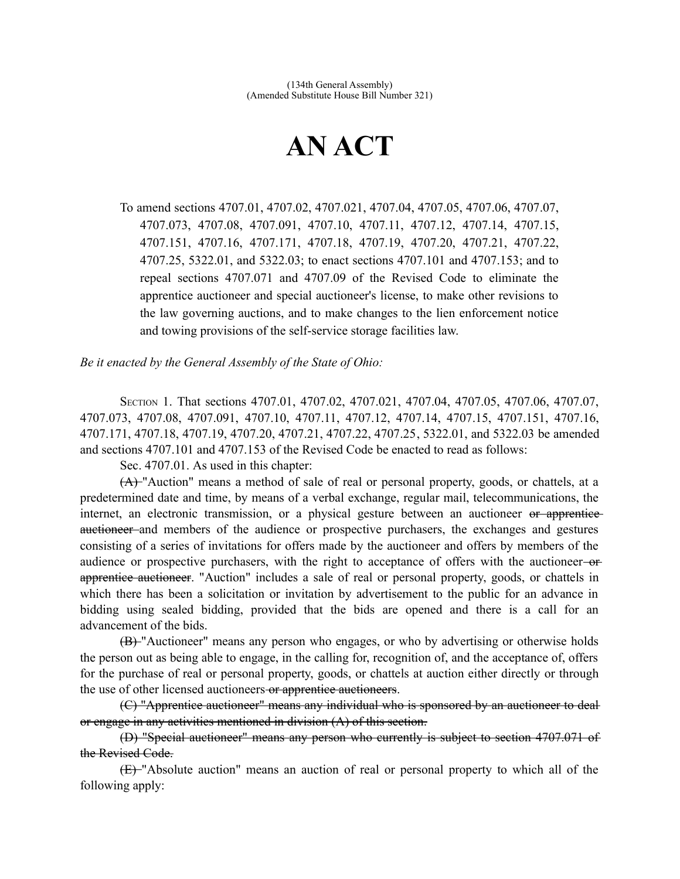(134th General Assembly)
(Amended Substitute House Bill Number 321)

# AN ACT

To amend sections 4707.01, 4707.02, 4707.021, 4707.04, 4707.05, 4707.06, 4707.07, 4707.073, 4707.08, 4707.091, 4707.10, 4707.11, 4707.12, 4707.14, 4707.15, 4707.151, 4707.16, 4707.171, 4707.18, 4707.19, 4707.20, 4707.21, 4707.22, 4707.25, 5322.01, and 5322.03; to enact sections 4707.101 and 4707.153; and to repeal sections 4707.071 and 4707.09 of the Revised Code to eliminate the apprentice auctioneer and special auctioneer's license, to make other revisions to the law governing auctions, and to make changes to the lien enforcement notice and towing provisions of the self-service storage facilities law.

*Be it enacted by the General Assembly of the State of Ohio:*

SECTION 1. That sections 4707.01, 4707.02, 4707.021, 4707.04, 4707.05, 4707.06, 4707.07, 4707.073, 4707.08, 4707.091, 4707.10, 4707.11, 4707.12, 4707.14, 4707.15, 4707.151, 4707.16, 4707.171, 4707.18, 4707.19, 4707.20, 4707.21, 4707.22, 4707.25, 5322.01, and 5322.03 be amended and sections 4707.101 and 4707.153 of the Revised Code be enacted to read as follows:

Sec. 4707.01. As used in this chapter:

~~(A)~~ "Auction" means a method of sale of real or personal property, goods, or chattels, at a predetermined date and time, by means of a verbal exchange, regular mail, telecommunications, the internet, an electronic transmission, or a physical gesture between an auctioneer ~~or apprentice auctioneer~~ and members of the audience or prospective purchasers, the exchanges and gestures consisting of a series of invitations for offers made by the auctioneer and offers by members of the audience or prospective purchasers, with the right to acceptance of offers with the auctioneer ~~or apprentice auctioneer~~. "Auction" includes a sale of real or personal property, goods, or chattels in which there has been a solicitation or invitation by advertisement to the public for an advance in bidding using sealed bidding, provided that the bids are opened and there is a call for an advancement of the bids.

~~(B)~~ "Auctioneer" means any person who engages, or who by advertising or otherwise holds the person out as being able to engage, in the calling for, recognition of, and the acceptance of, offers for the purchase of real or personal property, goods, or chattels at auction either directly or through the use of other licensed auctioneers ~~or apprentice auctioneers~~.

~~(C) "Apprentice auctioneer" means any individual who is sponsored by an auctioneer to deal or engage in any activities mentioned in division (A) of this section.~~

~~(D) "Special auctioneer" means any person who currently is subject to section 4707.071 of the Revised Code.~~

~~(E)~~ "Absolute auction" means an auction of real or personal property to which all of the following apply: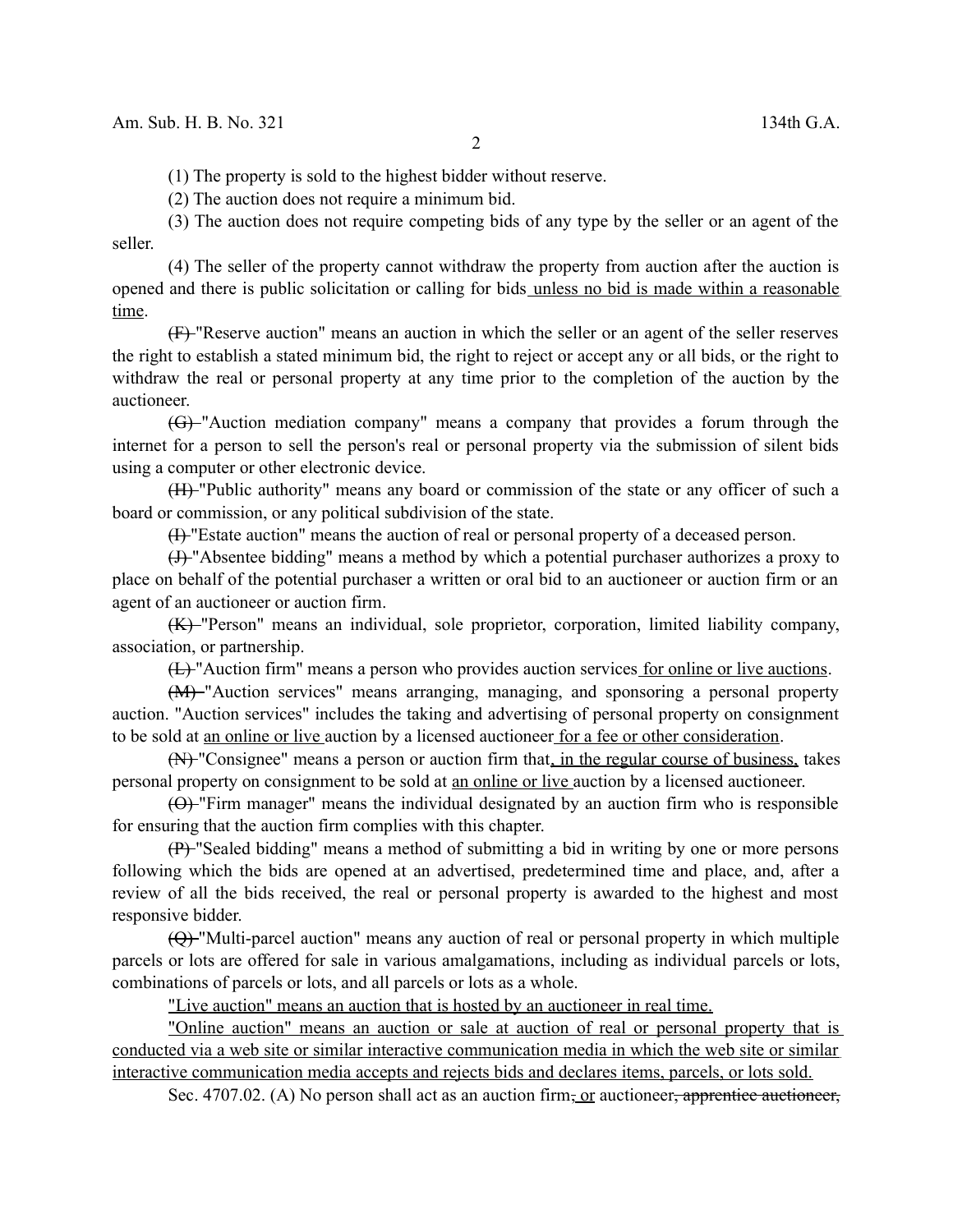(1) The property is sold to the highest bidder without reserve.

(2) The auction does not require a minimum bid.

(3) The auction does not require competing bids of any type by the seller or an agent of the seller.

(4) The seller of the property cannot withdraw the property from auction after the auction is opened and there is public solicitation or calling for bids<u> unless no bid is made within a reasonable time</u>.

~~(F)~~ "Reserve auction" means an auction in which the seller or an agent of the seller reserves the right to establish a stated minimum bid, the right to reject or accept any or all bids, or the right to withdraw the real or personal property at any time prior to the completion of the auction by the auctioneer.

~~(G)~~ "Auction mediation company" means a company that provides a forum through the internet for a person to sell the person's real or personal property via the submission of silent bids using a computer or other electronic device.

~~(H)~~ "Public authority" means any board or commission of the state or any officer of such a board or commission, or any political subdivision of the state.

~~(I)~~ "Estate auction" means the auction of real or personal property of a deceased person.

~~(J)~~ "Absentee bidding" means a method by which a potential purchaser authorizes a proxy to place on behalf of the potential purchaser a written or oral bid to an auctioneer or auction firm or an agent of an auctioneer or auction firm.

~~(K)~~ "Person" means an individual, sole proprietor, corporation, limited liability company, association, or partnership.

~~(L)~~ "Auction firm" means a person who provides auction services<u> for online or live auctions</u>.

~~(M)~~ "Auction services" means arranging, managing, and sponsoring a personal property auction. "Auction services" includes the taking and advertising of personal property on consignment to be sold at <u>an online or live </u>auction by a licensed auctioneer<u> for a fee or other consideration</u>.

~~(N)~~ "Consignee" means a person or auction firm that<u>, in the regular course of business,</u> takes personal property on consignment to be sold at <u>an online or live </u>auction by a licensed auctioneer.

~~(O)~~ "Firm manager" means the individual designated by an auction firm who is responsible for ensuring that the auction firm complies with this chapter.

~~(P)~~ "Sealed bidding" means a method of submitting a bid in writing by one or more persons following which the bids are opened at an advertised, predetermined time and place, and, after a review of all the bids received, the real or personal property is awarded to the highest and most responsive bidder.

~~(Q)~~ "Multi-parcel auction" means any auction of real or personal property in which multiple parcels or lots are offered for sale in various amalgamations, including as individual parcels or lots, combinations of parcels or lots, and all parcels or lots as a whole.

<u>"Live auction" means an auction that is hosted by an auctioneer in real time.</u>

<u>"Online auction" means an auction or sale at auction of real or personal property that is conducted via a web site or similar interactive communication media in which the web site or similar interactive communication media accepts and rejects bids and declares items, parcels, or lots sold.</u>

Sec. 4707.02. (A) No person shall act as an auction firm~~,~~<u> or</u> auctioneer~~, apprentice auctioneer,~~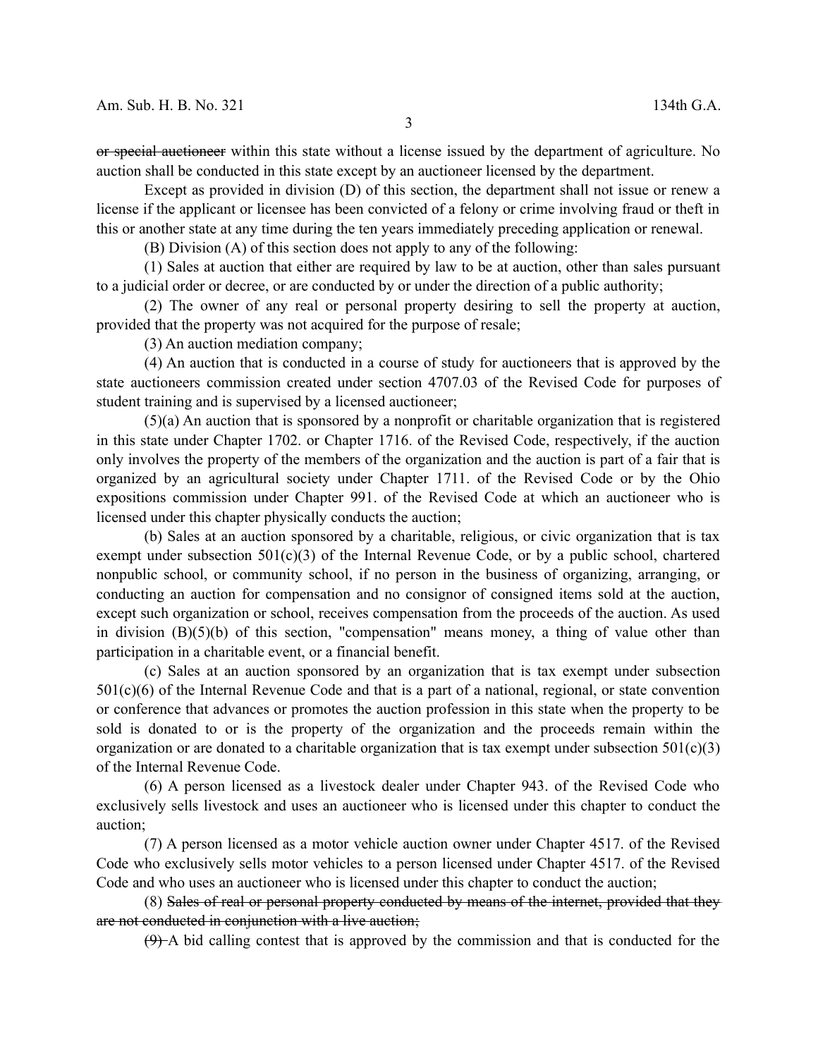~~or special auctioneer~~ within this state without a license issued by the department of agriculture. No auction shall be conducted in this state except by an auctioneer licensed by the department.

Except as provided in division (D) of this section, the department shall not issue or renew a license if the applicant or licensee has been convicted of a felony or crime involving fraud or theft in this or another state at any time during the ten years immediately preceding application or renewal.

(B) Division (A) of this section does not apply to any of the following:

(1) Sales at auction that either are required by law to be at auction, other than sales pursuant to a judicial order or decree, or are conducted by or under the direction of a public authority;

(2) The owner of any real or personal property desiring to sell the property at auction, provided that the property was not acquired for the purpose of resale;

(3) An auction mediation company;

(4) An auction that is conducted in a course of study for auctioneers that is approved by the state auctioneers commission created under section 4707.03 of the Revised Code for purposes of student training and is supervised by a licensed auctioneer;

(5)(a) An auction that is sponsored by a nonprofit or charitable organization that is registered in this state under Chapter 1702. or Chapter 1716. of the Revised Code, respectively, if the auction only involves the property of the members of the organization and the auction is part of a fair that is organized by an agricultural society under Chapter 1711. of the Revised Code or by the Ohio expositions commission under Chapter 991. of the Revised Code at which an auctioneer who is licensed under this chapter physically conducts the auction;

(b) Sales at an auction sponsored by a charitable, religious, or civic organization that is tax exempt under subsection 501(c)(3) of the Internal Revenue Code, or by a public school, chartered nonpublic school, or community school, if no person in the business of organizing, arranging, or conducting an auction for compensation and no consignor of consigned items sold at the auction, except such organization or school, receives compensation from the proceeds of the auction. As used in division (B)(5)(b) of this section, "compensation" means money, a thing of value other than participation in a charitable event, or a financial benefit.

(c) Sales at an auction sponsored by an organization that is tax exempt under subsection 501(c)(6) of the Internal Revenue Code and that is a part of a national, regional, or state convention or conference that advances or promotes the auction profession in this state when the property to be sold is donated to or is the property of the organization and the proceeds remain within the organization or are donated to a charitable organization that is tax exempt under subsection 501(c)(3) of the Internal Revenue Code.

(6) A person licensed as a livestock dealer under Chapter 943. of the Revised Code who exclusively sells livestock and uses an auctioneer who is licensed under this chapter to conduct the auction;

(7) A person licensed as a motor vehicle auction owner under Chapter 4517. of the Revised Code who exclusively sells motor vehicles to a person licensed under Chapter 4517. of the Revised Code and who uses an auctioneer who is licensed under this chapter to conduct the auction;

(8) ~~Sales of real or personal property conducted by means of the internet, provided that they are not conducted in conjunction with a live auction;~~

~~(9)~~ A bid calling contest that is approved by the commission and that is conducted for the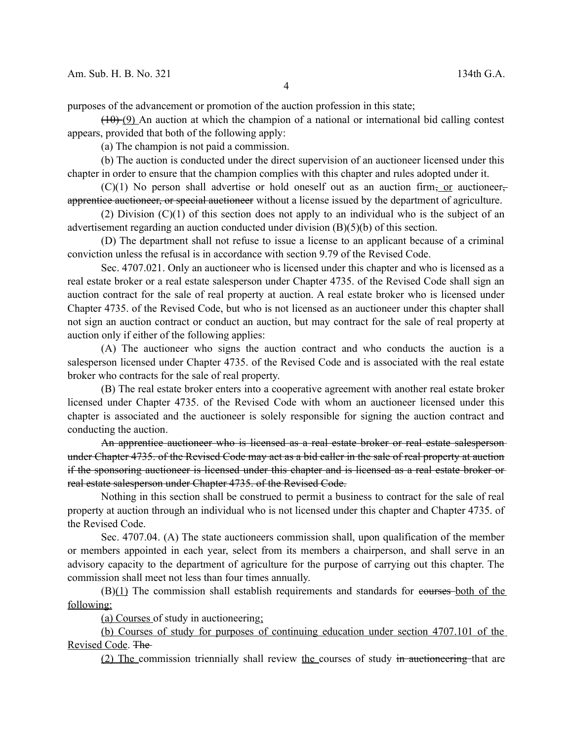purposes of the advancement or promotion of the auction profession in this state;

~~(10)~~ <u>(9)</u> An auction at which the champion of a national or international bid calling contest appears, provided that both of the following apply:

(a) The champion is not paid a commission.

(b) The auction is conducted under the direct supervision of an auctioneer licensed under this chapter in order to ensure that the champion complies with this chapter and rules adopted under it.

(C)(1) No person shall advertise or hold oneself out as an auction firm~~,~~ <u>or</u> auctioneer~~, apprentice auctioneer, or special auctioneer~~ without a license issued by the department of agriculture.

(2) Division (C)(1) of this section does not apply to an individual who is the subject of an advertisement regarding an auction conducted under division (B)(5)(b) of this section.

(D) The department shall not refuse to issue a license to an applicant because of a criminal conviction unless the refusal is in accordance with section 9.79 of the Revised Code.

Sec. 4707.021. Only an auctioneer who is licensed under this chapter and who is licensed as a real estate broker or a real estate salesperson under Chapter 4735. of the Revised Code shall sign an auction contract for the sale of real property at auction. A real estate broker who is licensed under Chapter 4735. of the Revised Code, but who is not licensed as an auctioneer under this chapter shall not sign an auction contract or conduct an auction, but may contract for the sale of real property at auction only if either of the following applies:

(A) The auctioneer who signs the auction contract and who conducts the auction is a salesperson licensed under Chapter 4735. of the Revised Code and is associated with the real estate broker who contracts for the sale of real property.

(B) The real estate broker enters into a cooperative agreement with another real estate broker licensed under Chapter 4735. of the Revised Code with whom an auctioneer licensed under this chapter is associated and the auctioneer is solely responsible for signing the auction contract and conducting the auction.

~~An apprentice auctioneer who is licensed as a real estate broker or real estate salesperson under Chapter 4735. of the Revised Code may act as a bid caller in the sale of real property at auction if the sponsoring auctioneer is licensed under this chapter and is licensed as a real estate broker or real estate salesperson under Chapter 4735. of the Revised Code.~~

Nothing in this section shall be construed to permit a business to contract for the sale of real property at auction through an individual who is not licensed under this chapter and Chapter 4735. of the Revised Code.

Sec. 4707.04. (A) The state auctioneers commission shall, upon qualification of the member or members appointed in each year, select from its members a chairperson, and shall serve in an advisory capacity to the department of agriculture for the purpose of carrying out this chapter. The commission shall meet not less than four times annually.

(B)<u>(1)</u> The commission shall establish requirements and standards for ~~courses~~ <u>both of the following:</u>

<u>(a) Courses</u> of study in auctioneering<u>;</u>

<u>(b) Courses of study for purposes of continuing education under section 4707.101 of the Revised Code</u>. ~~The~~

<u>(2) The</u> commission triennially shall review <u>the</u> courses of study ~~in auctioneering~~ that are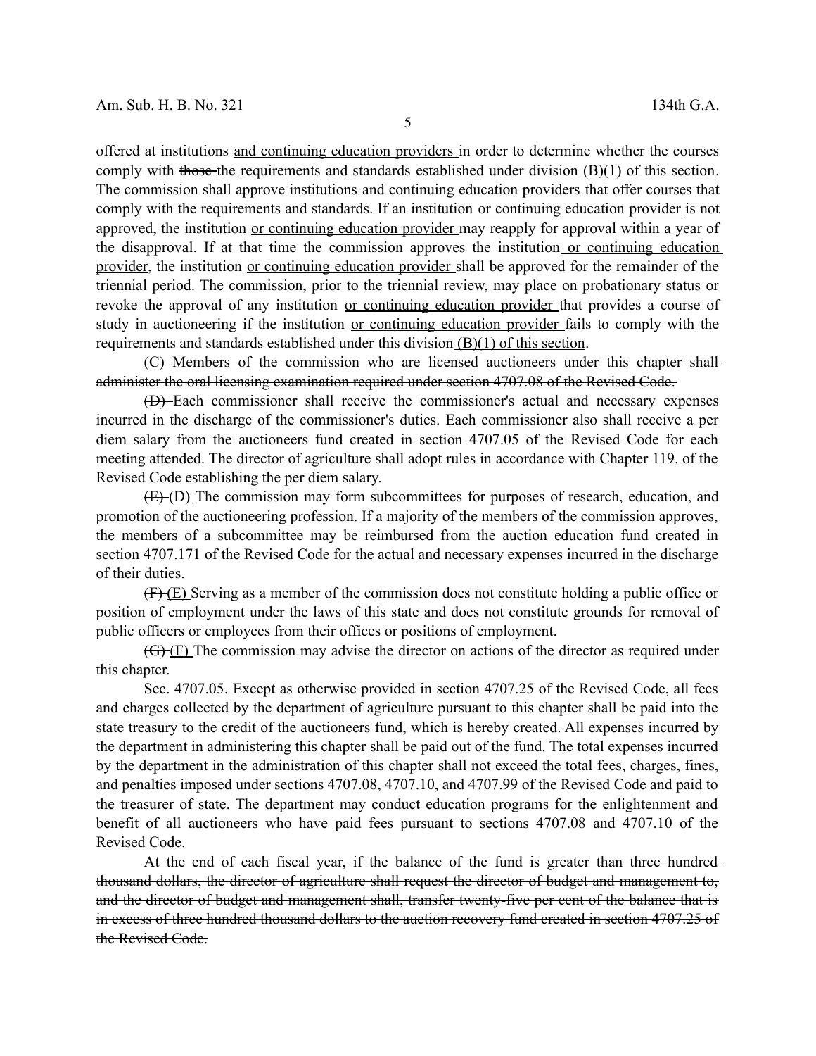offered at institutions and continuing education providers in order to determine whether the courses comply with ~~those~~ the requirements and standards established under division (B)(1) of this section. The commission shall approve institutions and continuing education providers that offer courses that comply with the requirements and standards. If an institution or continuing education provider is not approved, the institution or continuing education provider may reapply for approval within a year of the disapproval. If at that time the commission approves the institution or continuing education provider, the institution or continuing education provider shall be approved for the remainder of the triennial period. The commission, prior to the triennial review, may place on probationary status or revoke the approval of any institution or continuing education provider that provides a course of study ~~in auctioneering~~ if the institution or continuing education provider fails to comply with the requirements and standards established under ~~this~~ division (B)(1) of this section.

(C) ~~Members of the commission who are licensed auctioneers under this chapter shall administer the oral licensing examination required under section 4707.08 of the Revised Code.~~

~~(D)~~ Each commissioner shall receive the commissioner's actual and necessary expenses incurred in the discharge of the commissioner's duties. Each commissioner also shall receive a per diem salary from the auctioneers fund created in section 4707.05 of the Revised Code for each meeting attended. The director of agriculture shall adopt rules in accordance with Chapter 119. of the Revised Code establishing the per diem salary.

~~(E)~~ (D) The commission may form subcommittees for purposes of research, education, and promotion of the auctioneering profession. If a majority of the members of the commission approves, the members of a subcommittee may be reimbursed from the auction education fund created in section 4707.171 of the Revised Code for the actual and necessary expenses incurred in the discharge of their duties.

~~(F)~~ (E) Serving as a member of the commission does not constitute holding a public office or position of employment under the laws of this state and does not constitute grounds for removal of public officers or employees from their offices or positions of employment.

~~(G)~~ (F) The commission may advise the director on actions of the director as required under this chapter.

Sec. 4707.05. Except as otherwise provided in section 4707.25 of the Revised Code, all fees and charges collected by the department of agriculture pursuant to this chapter shall be paid into the state treasury to the credit of the auctioneers fund, which is hereby created. All expenses incurred by the department in administering this chapter shall be paid out of the fund. The total expenses incurred by the department in the administration of this chapter shall not exceed the total fees, charges, fines, and penalties imposed under sections 4707.08, 4707.10, and 4707.99 of the Revised Code and paid to the treasurer of state. The department may conduct education programs for the enlightenment and benefit of all auctioneers who have paid fees pursuant to sections 4707.08 and 4707.10 of the Revised Code.

~~At the end of each fiscal year, if the balance of the fund is greater than three hundred thousand dollars, the director of agriculture shall request the director of budget and management to, and the director of budget and management shall, transfer twenty-five per cent of the balance that is in excess of three hundred thousand dollars to the auction recovery fund created in section 4707.25 of the Revised Code.~~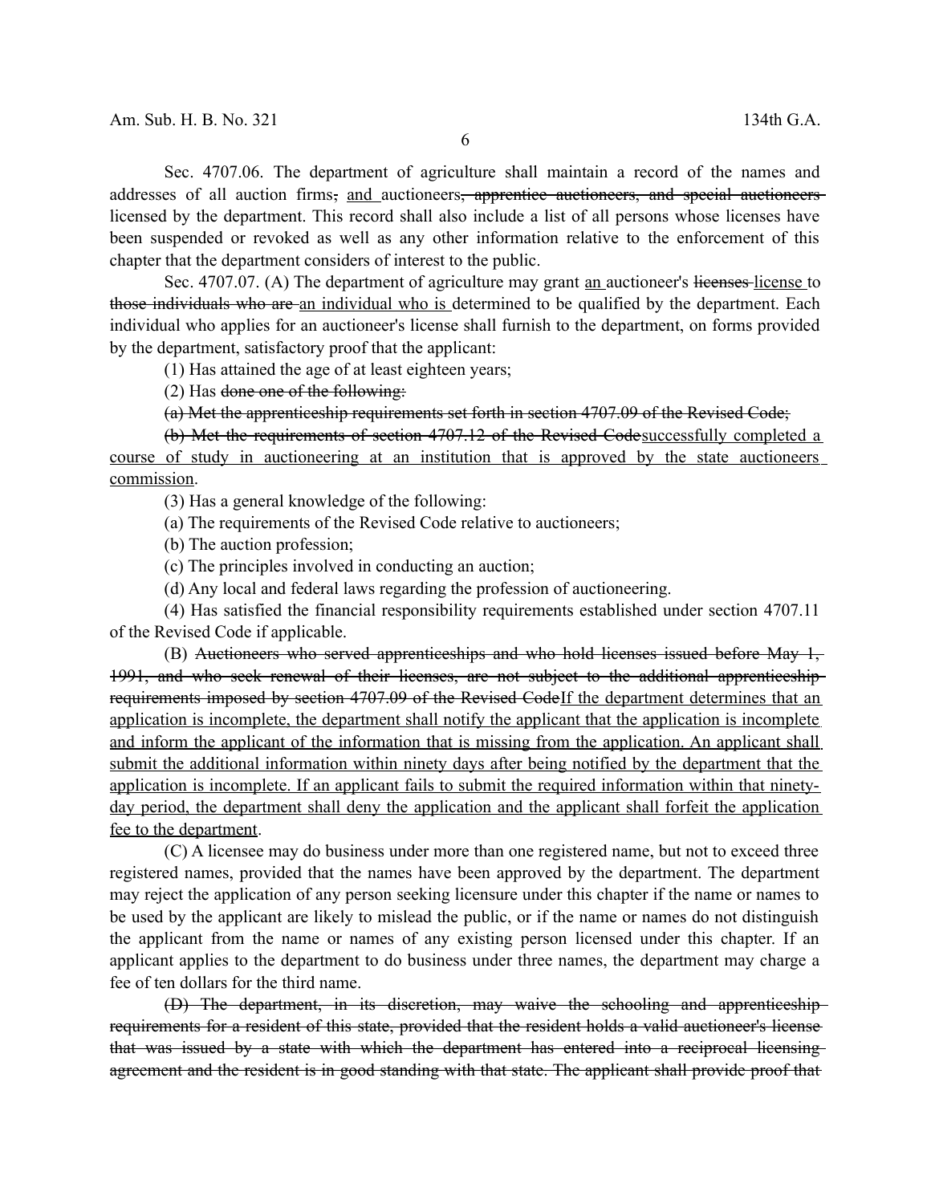Sec. 4707.06. The department of agriculture shall maintain a record of the names and addresses of all auction firms~~,~~ <u>and</u> auctioneers~~, apprentice auctioneers, and special auctioneers~~ licensed by the department. This record shall also include a list of all persons whose licenses have been suspended or revoked as well as any other information relative to the enforcement of this chapter that the department considers of interest to the public.

Sec. 4707.07. (A) The department of agriculture may grant <u>an</u> auctioneer's ~~licenses~~ <u>license</u> to ~~those individuals who are~~ <u>an individual who is</u> determined to be qualified by the department. Each individual who applies for an auctioneer's license shall furnish to the department, on forms provided by the department, satisfactory proof that the applicant:

(1) Has attained the age of at least eighteen years;

(2) Has ~~done one of the following:~~

~~(a) Met the apprenticeship requirements set forth in section 4707.09 of the Revised Code;~~

~~(b) Met the requirements of section 4707.12 of the Revised Code~~<u>successfully completed a course of study in auctioneering at an institution that is approved by the state auctioneers commission</u>.

(3) Has a general knowledge of the following:

(a) The requirements of the Revised Code relative to auctioneers;

(b) The auction profession;

(c) The principles involved in conducting an auction;

(d) Any local and federal laws regarding the profession of auctioneering.

(4) Has satisfied the financial responsibility requirements established under section 4707.11 of the Revised Code if applicable.

(B) ~~Auctioneers who served apprenticeships and who hold licenses issued before May 1, 1991, and who seek renewal of their licenses, are not subject to the additional apprenticeship requirements imposed by section 4707.09 of the Revised Code~~<u>If the department determines that an application is incomplete, the department shall notify the applicant that the application is incomplete and inform the applicant of the information that is missing from the application. An applicant shall submit the additional information within ninety days after being notified by the department that the application is incomplete. If an applicant fails to submit the required information within that ninety-day period, the department shall deny the application and the applicant shall forfeit the application fee to the department</u>.

(C) A licensee may do business under more than one registered name, but not to exceed three registered names, provided that the names have been approved by the department. The department may reject the application of any person seeking licensure under this chapter if the name or names to be used by the applicant are likely to mislead the public, or if the name or names do not distinguish the applicant from the name or names of any existing person licensed under this chapter. If an applicant applies to the department to do business under three names, the department may charge a fee of ten dollars for the third name.

~~(D) The department, in its discretion, may waive the schooling and apprenticeship requirements for a resident of this state, provided that the resident holds a valid auctioneer's license that was issued by a state with which the department has entered into a reciprocal licensing agreement and the resident is in good standing with that state. The applicant shall provide proof that~~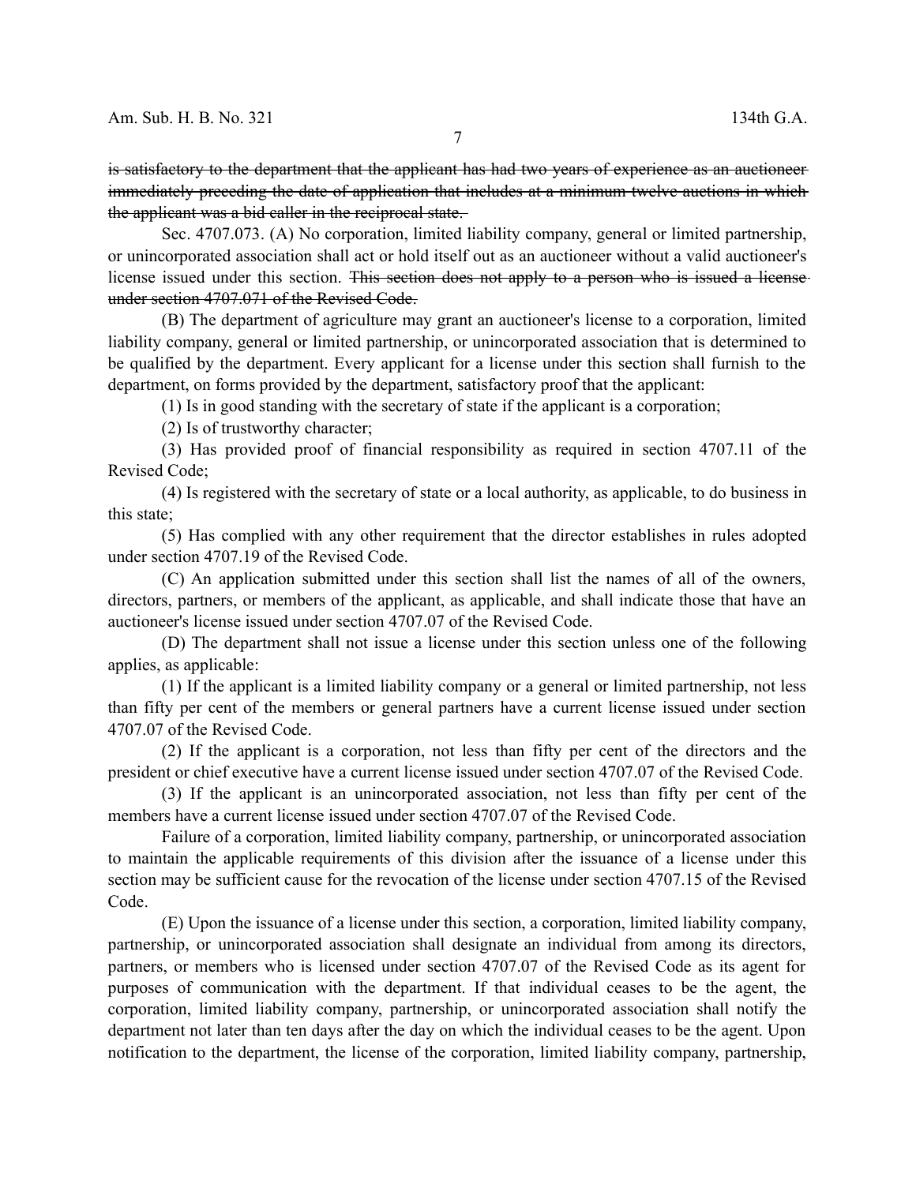~~is satisfactory to the department that the applicant has had two years of experience as an auctioneer immediately preceding the date of application that includes at a minimum twelve auctions in which the applicant was a bid caller in the reciprocal state.~~

Sec. 4707.073. (A) No corporation, limited liability company, general or limited partnership, or unincorporated association shall act or hold itself out as an auctioneer without a valid auctioneer's license issued under this section. ~~This section does not apply to a person who is issued a license under section 4707.071 of the Revised Code.~~

(B) The department of agriculture may grant an auctioneer's license to a corporation, limited liability company, general or limited partnership, or unincorporated association that is determined to be qualified by the department. Every applicant for a license under this section shall furnish to the department, on forms provided by the department, satisfactory proof that the applicant:

(1) Is in good standing with the secretary of state if the applicant is a corporation;

(2) Is of trustworthy character;

(3) Has provided proof of financial responsibility as required in section 4707.11 of the Revised Code;

(4) Is registered with the secretary of state or a local authority, as applicable, to do business in this state;

(5) Has complied with any other requirement that the director establishes in rules adopted under section 4707.19 of the Revised Code.

(C) An application submitted under this section shall list the names of all of the owners, directors, partners, or members of the applicant, as applicable, and shall indicate those that have an auctioneer's license issued under section 4707.07 of the Revised Code.

(D) The department shall not issue a license under this section unless one of the following applies, as applicable:

(1) If the applicant is a limited liability company or a general or limited partnership, not less than fifty per cent of the members or general partners have a current license issued under section 4707.07 of the Revised Code.

(2) If the applicant is a corporation, not less than fifty per cent of the directors and the president or chief executive have a current license issued under section 4707.07 of the Revised Code.

(3) If the applicant is an unincorporated association, not less than fifty per cent of the members have a current license issued under section 4707.07 of the Revised Code.

Failure of a corporation, limited liability company, partnership, or unincorporated association to maintain the applicable requirements of this division after the issuance of a license under this section may be sufficient cause for the revocation of the license under section 4707.15 of the Revised Code.

(E) Upon the issuance of a license under this section, a corporation, limited liability company, partnership, or unincorporated association shall designate an individual from among its directors, partners, or members who is licensed under section 4707.07 of the Revised Code as its agent for purposes of communication with the department. If that individual ceases to be the agent, the corporation, limited liability company, partnership, or unincorporated association shall notify the department not later than ten days after the day on which the individual ceases to be the agent. Upon notification to the department, the license of the corporation, limited liability company, partnership,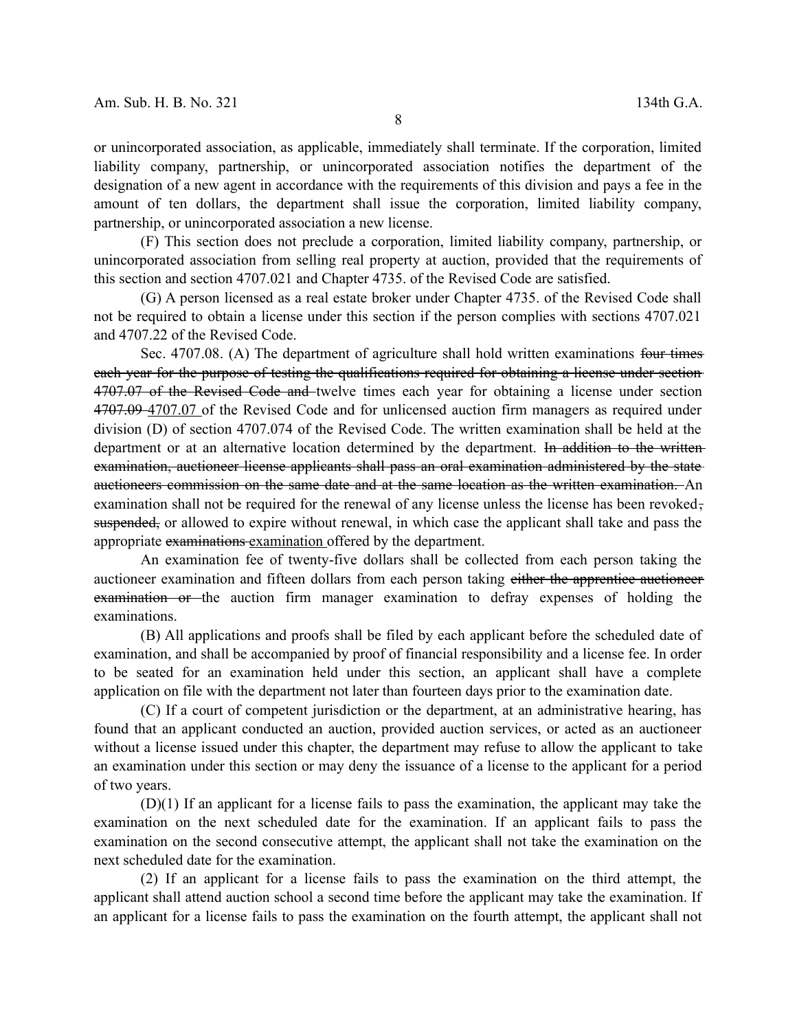or unincorporated association, as applicable, immediately shall terminate. If the corporation, limited liability company, partnership, or unincorporated association notifies the department of the designation of a new agent in accordance with the requirements of this division and pays a fee in the amount of ten dollars, the department shall issue the corporation, limited liability company, partnership, or unincorporated association a new license.

(F) This section does not preclude a corporation, limited liability company, partnership, or unincorporated association from selling real property at auction, provided that the requirements of this section and section 4707.021 and Chapter 4735. of the Revised Code are satisfied.

(G) A person licensed as a real estate broker under Chapter 4735. of the Revised Code shall not be required to obtain a license under this section if the person complies with sections 4707.021 and 4707.22 of the Revised Code.

Sec. 4707.08. (A) The department of agriculture shall hold written examinations ~~four times each year for the purpose of testing the qualifications required for obtaining a license under section 4707.07 of the Revised Code and~~ twelve times each year for obtaining a license under section ~~4707.09~~ <u>4707.07</u> of the Revised Code and for unlicensed auction firm managers as required under division (D) of section 4707.074 of the Revised Code. The written examination shall be held at the department or at an alternative location determined by the department. ~~In addition to the written examination, auctioneer license applicants shall pass an oral examination administered by the state auctioneers commission on the same date and at the same location as the written examination.~~ An examination shall not be required for the renewal of any license unless the license has been revoked~~, suspended,~~ or allowed to expire without renewal, in which case the applicant shall take and pass the appropriate ~~examinations~~ <u>examination</u> offered by the department.

An examination fee of twenty-five dollars shall be collected from each person taking the auctioneer examination and fifteen dollars from each person taking ~~either the apprentice auctioneer examination or~~ the auction firm manager examination to defray expenses of holding the examinations.

(B) All applications and proofs shall be filed by each applicant before the scheduled date of examination, and shall be accompanied by proof of financial responsibility and a license fee. In order to be seated for an examination held under this section, an applicant shall have a complete application on file with the department not later than fourteen days prior to the examination date.

(C) If a court of competent jurisdiction or the department, at an administrative hearing, has found that an applicant conducted an auction, provided auction services, or acted as an auctioneer without a license issued under this chapter, the department may refuse to allow the applicant to take an examination under this section or may deny the issuance of a license to the applicant for a period of two years.

(D)(1) If an applicant for a license fails to pass the examination, the applicant may take the examination on the next scheduled date for the examination. If an applicant fails to pass the examination on the second consecutive attempt, the applicant shall not take the examination on the next scheduled date for the examination.

(2) If an applicant for a license fails to pass the examination on the third attempt, the applicant shall attend auction school a second time before the applicant may take the examination. If an applicant for a license fails to pass the examination on the fourth attempt, the applicant shall not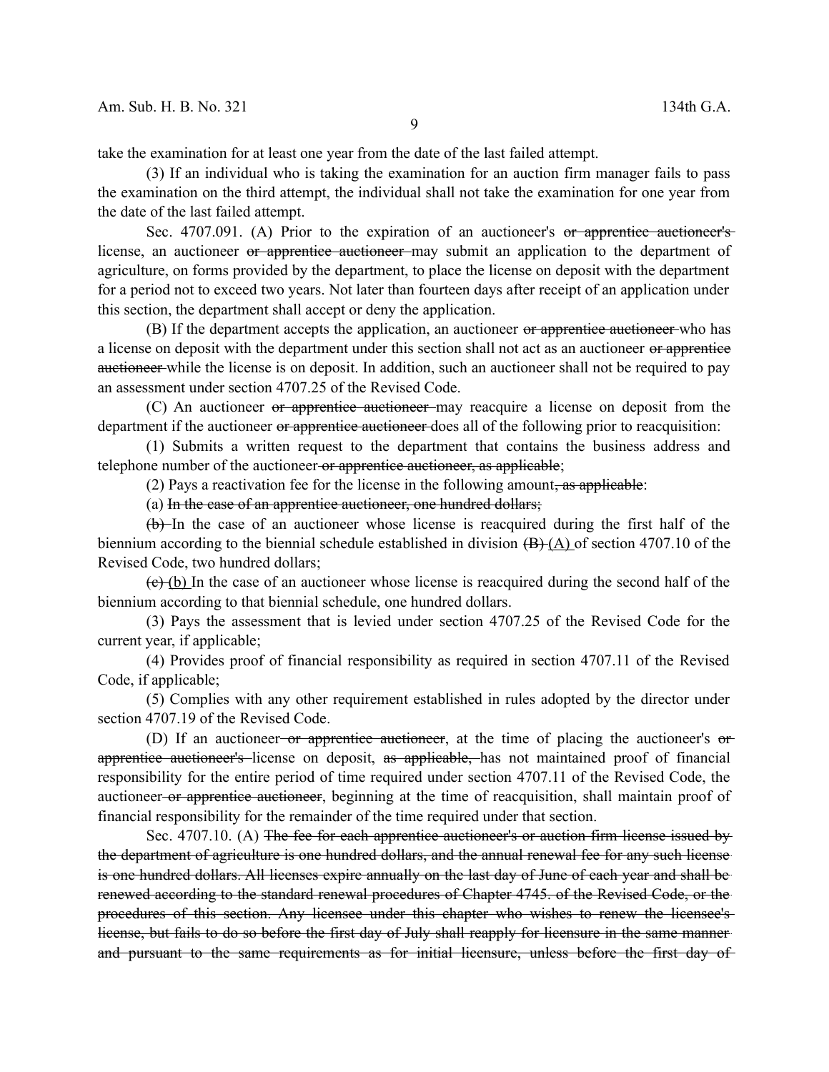take the examination for at least one year from the date of the last failed attempt.

(3) If an individual who is taking the examination for an auction firm manager fails to pass the examination on the third attempt, the individual shall not take the examination for one year from the date of the last failed attempt.

Sec. 4707.091. (A) Prior to the expiration of an auctioneer's ~~or apprentice auctioneer's~~ license, an auctioneer ~~or apprentice auctioneer~~ may submit an application to the department of agriculture, on forms provided by the department, to place the license on deposit with the department for a period not to exceed two years. Not later than fourteen days after receipt of an application under this section, the department shall accept or deny the application.

(B) If the department accepts the application, an auctioneer ~~or apprentice auctioneer~~ who has a license on deposit with the department under this section shall not act as an auctioneer ~~or apprentice auctioneer~~ while the license is on deposit. In addition, such an auctioneer shall not be required to pay an assessment under section 4707.25 of the Revised Code.

(C) An auctioneer ~~or apprentice auctioneer~~ may reacquire a license on deposit from the department if the auctioneer ~~or apprentice auctioneer~~ does all of the following prior to reacquisition:

(1) Submits a written request to the department that contains the business address and telephone number of the auctioneer ~~or apprentice auctioneer, as applicable~~;

(2) Pays a reactivation fee for the license in the following amount~~, as applicable~~:

(a) ~~In the case of an apprentice auctioneer, one hundred dollars;~~

~~(b)~~ In the case of an auctioneer whose license is reacquired during the first half of the biennium according to the biennial schedule established in division ~~(B)~~ (A) of section 4707.10 of the Revised Code, two hundred dollars;

~~(c)~~ (b) In the case of an auctioneer whose license is reacquired during the second half of the biennium according to that biennial schedule, one hundred dollars.

(3) Pays the assessment that is levied under section 4707.25 of the Revised Code for the current year, if applicable;

(4) Provides proof of financial responsibility as required in section 4707.11 of the Revised Code, if applicable;

(5) Complies with any other requirement established in rules adopted by the director under section 4707.19 of the Revised Code.

(D) If an auctioneer ~~or apprentice auctioneer~~, at the time of placing the auctioneer's ~~or apprentice auctioneer's~~ license on deposit, ~~as applicable,~~ has not maintained proof of financial responsibility for the entire period of time required under section 4707.11 of the Revised Code, the auctioneer ~~or apprentice auctioneer~~, beginning at the time of reacquisition, shall maintain proof of financial responsibility for the remainder of the time required under that section.

Sec. 4707.10. (A) ~~The fee for each apprentice auctioneer's or auction firm license issued by the department of agriculture is one hundred dollars, and the annual renewal fee for any such license is one hundred dollars. All licenses expire annually on the last day of June of each year and shall be renewed according to the standard renewal procedures of Chapter 4745. of the Revised Code, or the procedures of this section. Any licensee under this chapter who wishes to renew the licensee's license, but fails to do so before the first day of July shall reapply for licensure in the same manner and pursuant to the same requirements as for initial licensure, unless before the first day of~~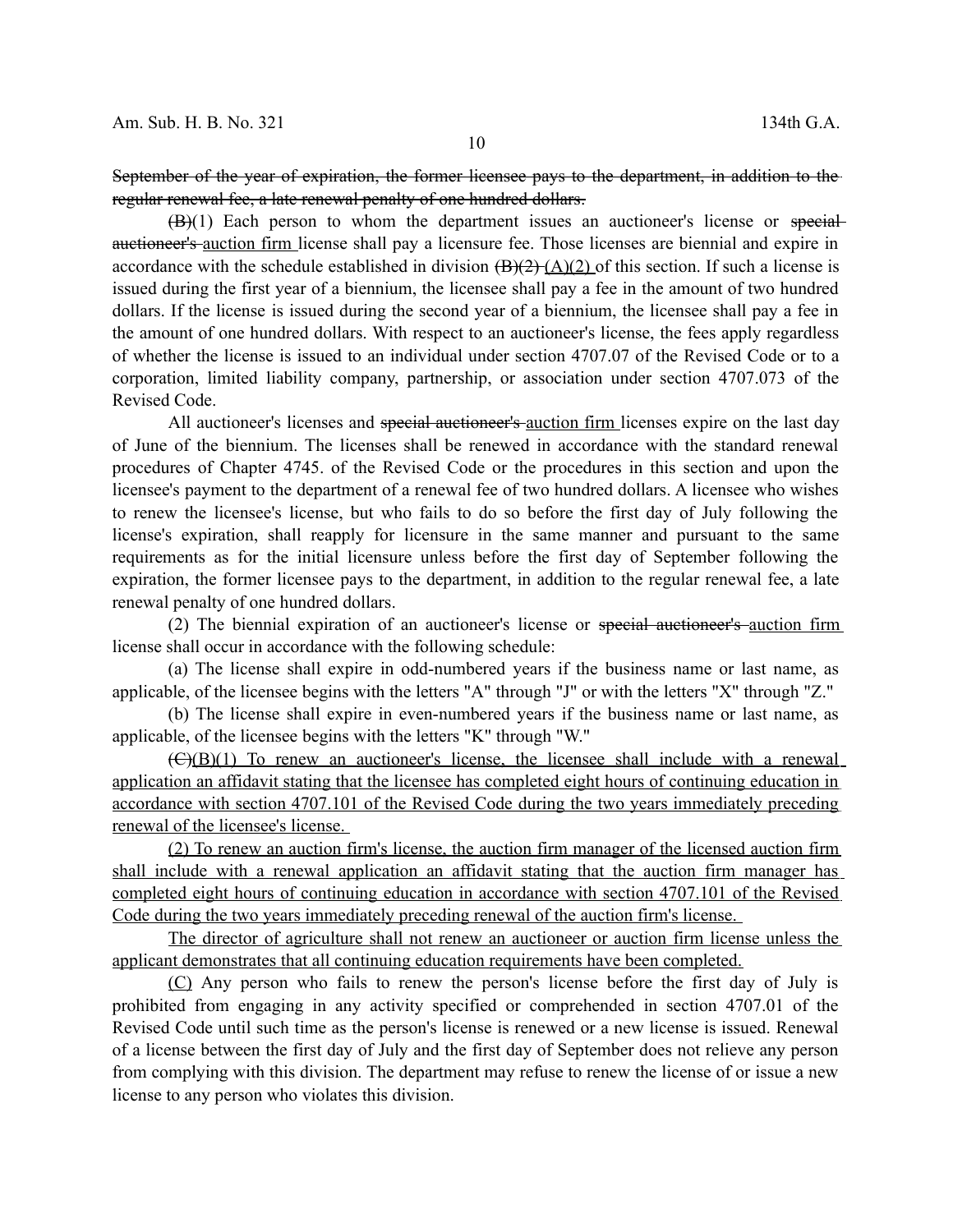~~September of the year of expiration, the former licensee pays to the department, in addition to the regular renewal fee, a late renewal penalty of one hundred dollars.~~

~~(B)~~(1) Each person to whom the department issues an auctioneer's license or ~~special auctioneer's~~ <u>auction firm</u> license shall pay a licensure fee. Those licenses are biennial and expire in accordance with the schedule established in division ~~(B)(2)~~ <u>(A)(2)</u> of this section. If such a license is issued during the first year of a biennium, the licensee shall pay a fee in the amount of two hundred dollars. If the license is issued during the second year of a biennium, the licensee shall pay a fee in the amount of one hundred dollars. With respect to an auctioneer's license, the fees apply regardless of whether the license is issued to an individual under section 4707.07 of the Revised Code or to a corporation, limited liability company, partnership, or association under section 4707.073 of the Revised Code.

All auctioneer's licenses and ~~special auctioneer's~~ <u>auction firm</u> licenses expire on the last day of June of the biennium. The licenses shall be renewed in accordance with the standard renewal procedures of Chapter 4745. of the Revised Code or the procedures in this section and upon the licensee's payment to the department of a renewal fee of two hundred dollars. A licensee who wishes to renew the licensee's license, but who fails to do so before the first day of July following the license's expiration, shall reapply for licensure in the same manner and pursuant to the same requirements as for the initial licensure unless before the first day of September following the expiration, the former licensee pays to the department, in addition to the regular renewal fee, a late renewal penalty of one hundred dollars.

(2) The biennial expiration of an auctioneer's license or ~~special auctioneer's~~ <u>auction firm</u> license shall occur in accordance with the following schedule:

(a) The license shall expire in odd-numbered years if the business name or last name, as applicable, of the licensee begins with the letters "A" through "J" or with the letters "X" through "Z."

(b) The license shall expire in even-numbered years if the business name or last name, as applicable, of the licensee begins with the letters "K" through "W."

~~(C)~~<u>(B)(1) To renew an auctioneer's license, the licensee shall include with a renewal application an affidavit stating that the licensee has completed eight hours of continuing education in accordance with section 4707.101 of the Revised Code during the two years immediately preceding renewal of the licensee's license.</u>

<u>(2) To renew an auction firm's license, the auction firm manager of the licensed auction firm shall include with a renewal application an affidavit stating that the auction firm manager has completed eight hours of continuing education in accordance with section 4707.101 of the Revised Code during the two years immediately preceding renewal of the auction firm's license.</u>

<u>The director of agriculture shall not renew an auctioneer or auction firm license unless the applicant demonstrates that all continuing education requirements have been completed.</u>

<u>(C)</u> Any person who fails to renew the person's license before the first day of July is prohibited from engaging in any activity specified or comprehended in section 4707.01 of the Revised Code until such time as the person's license is renewed or a new license is issued. Renewal of a license between the first day of July and the first day of September does not relieve any person from complying with this division. The department may refuse to renew the license of or issue a new license to any person who violates this division.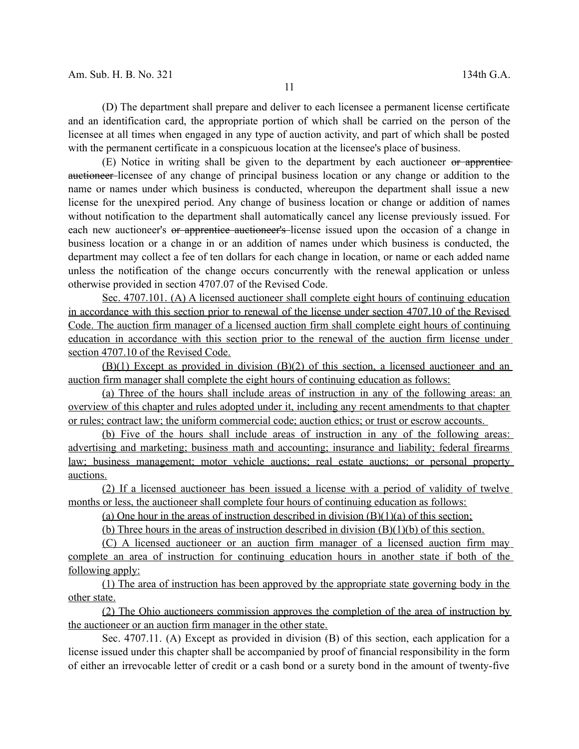(D) The department shall prepare and deliver to each licensee a permanent license certificate and an identification card, the appropriate portion of which shall be carried on the person of the licensee at all times when engaged in any type of auction activity, and part of which shall be posted with the permanent certificate in a conspicuous location at the licensee's place of business.

(E) Notice in writing shall be given to the department by each auctioneer ~~or apprentice auctioneer~~ licensee of any change of principal business location or any change or addition to the name or names under which business is conducted, whereupon the department shall issue a new license for the unexpired period. Any change of business location or change or addition of names without notification to the department shall automatically cancel any license previously issued. For each new auctioneer's ~~or apprentice auctioneer's~~ license issued upon the occasion of a change in business location or a change in or an addition of names under which business is conducted, the department may collect a fee of ten dollars for each change in location, or name or each added name unless the notification of the change occurs concurrently with the renewal application or unless otherwise provided in section 4707.07 of the Revised Code.

<u>Sec. 4707.101. (A) A licensed auctioneer shall complete eight hours of continuing education in accordance with this section prior to renewal of the license under section 4707.10 of the Revised Code. The auction firm manager of a licensed auction firm shall complete eight hours of continuing education in accordance with this section prior to the renewal of the auction firm license under section 4707.10 of the Revised Code.</u>

<u>(B)(1) Except as provided in division (B)(2) of this section, a licensed auctioneer and an auction firm manager shall complete the eight hours of continuing education as follows:</u>

<u>(a) Three of the hours shall include areas of instruction in any of the following areas: an overview of this chapter and rules adopted under it, including any recent amendments to that chapter or rules; contract law; the uniform commercial code; auction ethics; or trust or escrow accounts.</u>

<u>(b) Five of the hours shall include areas of instruction in any of the following areas: advertising and marketing; business math and accounting; insurance and liability; federal firearms law; business management; motor vehicle auctions; real estate auctions; or personal property auctions.</u>

<u>(2) If a licensed auctioneer has been issued a license with a period of validity of twelve months or less, the auctioneer shall complete four hours of continuing education as follows:</u>

<u>(a) One hour in the areas of instruction described in division (B)(1)(a) of this section;</u>

<u>(b) Three hours in the areas of instruction described in division (B)(1)(b) of this section.</u>

<u>(C) A licensed auctioneer or an auction firm manager of a licensed auction firm may complete an area of instruction for continuing education hours in another state if both of the following apply:</u>

<u>(1) The area of instruction has been approved by the appropriate state governing body in the other state.</u>

<u>(2) The Ohio auctioneers commission approves the completion of the area of instruction by the auctioneer or an auction firm manager in the other state.</u>

Sec. 4707.11. (A) Except as provided in division (B) of this section, each application for a license issued under this chapter shall be accompanied by proof of financial responsibility in the form of either an irrevocable letter of credit or a cash bond or a surety bond in the amount of twenty-five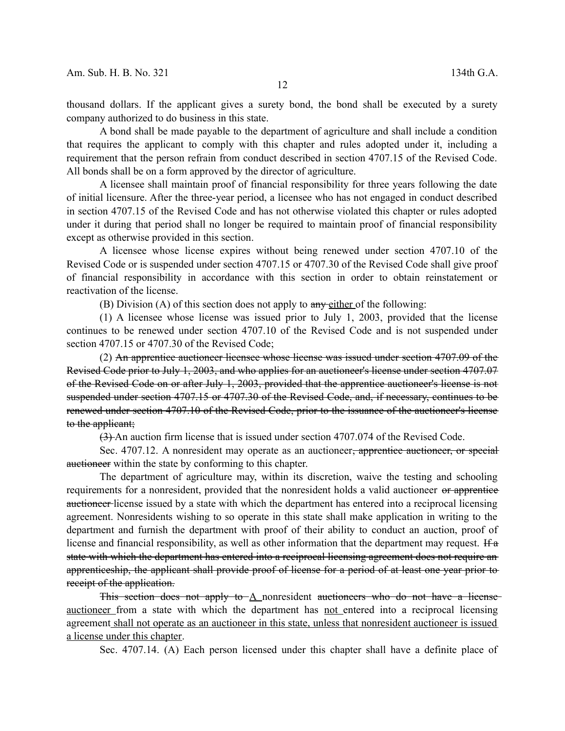thousand dollars. If the applicant gives a surety bond, the bond shall be executed by a surety company authorized to do business in this state.

A bond shall be made payable to the department of agriculture and shall include a condition that requires the applicant to comply with this chapter and rules adopted under it, including a requirement that the person refrain from conduct described in section 4707.15 of the Revised Code. All bonds shall be on a form approved by the director of agriculture.

A licensee shall maintain proof of financial responsibility for three years following the date of initial licensure. After the three-year period, a licensee who has not engaged in conduct described in section 4707.15 of the Revised Code and has not otherwise violated this chapter or rules adopted under it during that period shall no longer be required to maintain proof of financial responsibility except as otherwise provided in this section.

A licensee whose license expires without being renewed under section 4707.10 of the Revised Code or is suspended under section 4707.15 or 4707.30 of the Revised Code shall give proof of financial responsibility in accordance with this section in order to obtain reinstatement or reactivation of the license.

(B) Division (A) of this section does not apply to ~~any~~ <u>either</u> of the following:

(1) A licensee whose license was issued prior to July 1, 2003, provided that the license continues to be renewed under section 4707.10 of the Revised Code and is not suspended under section 4707.15 or 4707.30 of the Revised Code;

(2) ~~An apprentice auctioneer licensee whose license was issued under section 4707.09 of the Revised Code prior to July 1, 2003, and who applies for an auctioneer's license under section 4707.07 of the Revised Code on or after July 1, 2003, provided that the apprentice auctioneer's license is not suspended under section 4707.15 or 4707.30 of the Revised Code, and, if necessary, continues to be renewed under section 4707.10 of the Revised Code, prior to the issuance of the auctioneer's license to the applicant;~~

~~(3)~~ An auction firm license that is issued under section 4707.074 of the Revised Code.

Sec. 4707.12. A nonresident may operate as an auctioneer~~, apprentice auctioneer, or special auctioneer~~ within the state by conforming to this chapter.

The department of agriculture may, within its discretion, waive the testing and schooling requirements for a nonresident, provided that the nonresident holds a valid auctioneer ~~or apprentice auctioneer~~ license issued by a state with which the department has entered into a reciprocal licensing agreement. Nonresidents wishing to so operate in this state shall make application in writing to the department and furnish the department with proof of their ability to conduct an auction, proof of license and financial responsibility, as well as other information that the department may request. ~~If a state with which the department has entered into a reciprocal licensing agreement does not require an apprenticeship, the applicant shall provide proof of license for a period of at least one year prior to receipt of the application.~~

~~This section does not apply to~~ <u>A</u> nonresident ~~auctioneers who do not have a license~~ <u>auctioneer</u> from a state with which the department has <u>not</u> entered into a reciprocal licensing agreement<u> shall not operate as an auctioneer in this state, unless that nonresident auctioneer is issued a license under this chapter</u>.

Sec. 4707.14. (A) Each person licensed under this chapter shall have a definite place of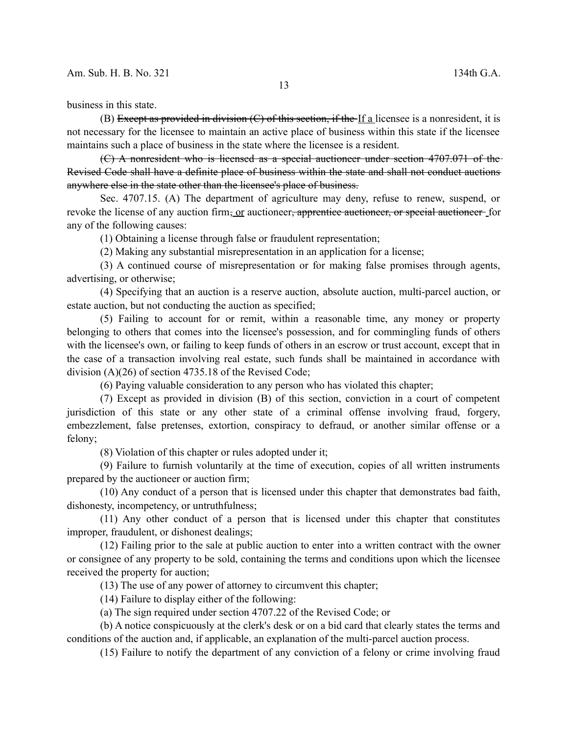business in this state.

(B) ~~Except as provided in division (C) of this section, if the~~ <u>If a</u> licensee is a nonresident, it is not necessary for the licensee to maintain an active place of business within this state if the licensee maintains such a place of business in the state where the licensee is a resident.

~~(C) A nonresident who is licensed as a special auctioneer under section 4707.071 of the Revised Code shall have a definite place of business within the state and shall not conduct auctions anywhere else in the state other than the licensee's place of business.~~

Sec. 4707.15. (A) The department of agriculture may deny, refuse to renew, suspend, or revoke the license of any auction firm~~,~~ <u>or</u> auctioneer~~, apprentice auctioneer, or special auctioneer~~ for any of the following causes:

(1) Obtaining a license through false or fraudulent representation;

(2) Making any substantial misrepresentation in an application for a license;

(3) A continued course of misrepresentation or for making false promises through agents, advertising, or otherwise;

(4) Specifying that an auction is a reserve auction, absolute auction, multi-parcel auction, or estate auction, but not conducting the auction as specified;

(5) Failing to account for or remit, within a reasonable time, any money or property belonging to others that comes into the licensee's possession, and for commingling funds of others with the licensee's own, or failing to keep funds of others in an escrow or trust account, except that in the case of a transaction involving real estate, such funds shall be maintained in accordance with division (A)(26) of section 4735.18 of the Revised Code;

(6) Paying valuable consideration to any person who has violated this chapter;

(7) Except as provided in division (B) of this section, conviction in a court of competent jurisdiction of this state or any other state of a criminal offense involving fraud, forgery, embezzlement, false pretenses, extortion, conspiracy to defraud, or another similar offense or a felony;

(8) Violation of this chapter or rules adopted under it;

(9) Failure to furnish voluntarily at the time of execution, copies of all written instruments prepared by the auctioneer or auction firm;

(10) Any conduct of a person that is licensed under this chapter that demonstrates bad faith, dishonesty, incompetency, or untruthfulness;

(11) Any other conduct of a person that is licensed under this chapter that constitutes improper, fraudulent, or dishonest dealings;

(12) Failing prior to the sale at public auction to enter into a written contract with the owner or consignee of any property to be sold, containing the terms and conditions upon which the licensee received the property for auction;

(13) The use of any power of attorney to circumvent this chapter;

(14) Failure to display either of the following:

(a) The sign required under section 4707.22 of the Revised Code; or

(b) A notice conspicuously at the clerk's desk or on a bid card that clearly states the terms and conditions of the auction and, if applicable, an explanation of the multi-parcel auction process.

(15) Failure to notify the department of any conviction of a felony or crime involving fraud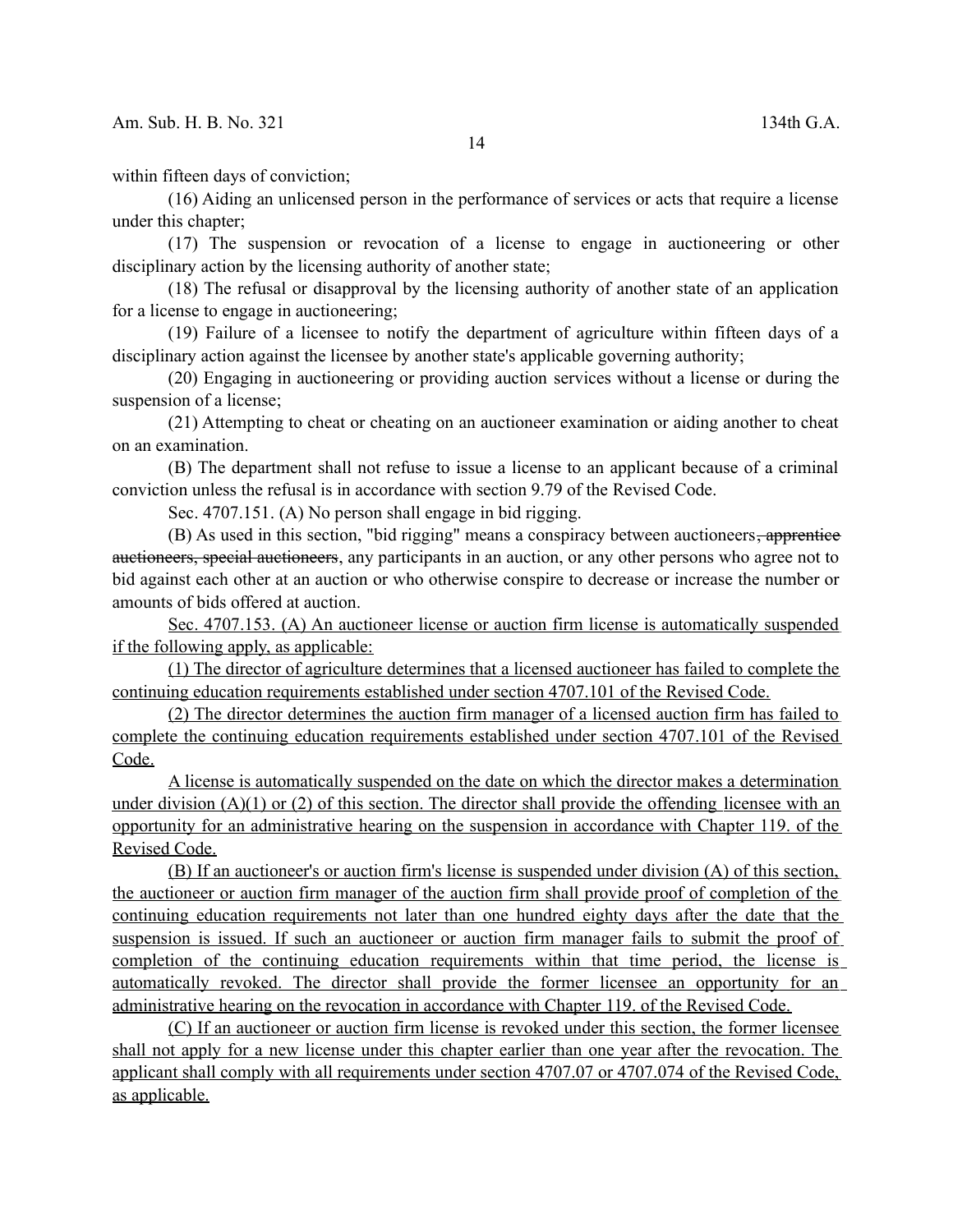within fifteen days of conviction;

(16) Aiding an unlicensed person in the performance of services or acts that require a license under this chapter;

(17) The suspension or revocation of a license to engage in auctioneering or other disciplinary action by the licensing authority of another state;

(18) The refusal or disapproval by the licensing authority of another state of an application for a license to engage in auctioneering;

(19) Failure of a licensee to notify the department of agriculture within fifteen days of a disciplinary action against the licensee by another state's applicable governing authority;

(20) Engaging in auctioneering or providing auction services without a license or during the suspension of a license;

(21) Attempting to cheat or cheating on an auctioneer examination or aiding another to cheat on an examination.

(B) The department shall not refuse to issue a license to an applicant because of a criminal conviction unless the refusal is in accordance with section 9.79 of the Revised Code.

Sec. 4707.151. (A) No person shall engage in bid rigging.

(B) As used in this section, "bid rigging" means a conspiracy between auctioneers~~, apprentice auctioneers, special auctioneers~~, any participants in an auction, or any other persons who agree not to bid against each other at an auction or who otherwise conspire to decrease or increase the number or amounts of bids offered at auction.

<u>Sec. 4707.153. (A) An auctioneer license or auction firm license is automatically suspended if the following apply, as applicable:</u>

<u>(1) The director of agriculture determines that a licensed auctioneer has failed to complete the continuing education requirements established under section 4707.101 of the Revised Code.</u>

<u>(2) The director determines the auction firm manager of a licensed auction firm has failed to complete the continuing education requirements established under section 4707.101 of the Revised Code.</u>

<u>A license is automatically suspended on the date on which the director makes a determination under division (A)(1) or (2) of this section. The director shall provide the offending licensee with an opportunity for an administrative hearing on the suspension in accordance with Chapter 119. of the Revised Code.</u>

<u>(B) If an auctioneer's or auction firm's license is suspended under division (A) of this section, the auctioneer or auction firm manager of the auction firm shall provide proof of completion of the continuing education requirements not later than one hundred eighty days after the date that the suspension is issued. If such an auctioneer or auction firm manager fails to submit the proof of completion of the continuing education requirements within that time period, the license is automatically revoked. The director shall provide the former licensee an opportunity for an administrative hearing on the revocation in accordance with Chapter 119. of the Revised Code.</u>

<u>(C) If an auctioneer or auction firm license is revoked under this section, the former licensee shall not apply for a new license under this chapter earlier than one year after the revocation. The applicant shall comply with all requirements under section 4707.07 or 4707.074 of the Revised Code, as applicable.</u>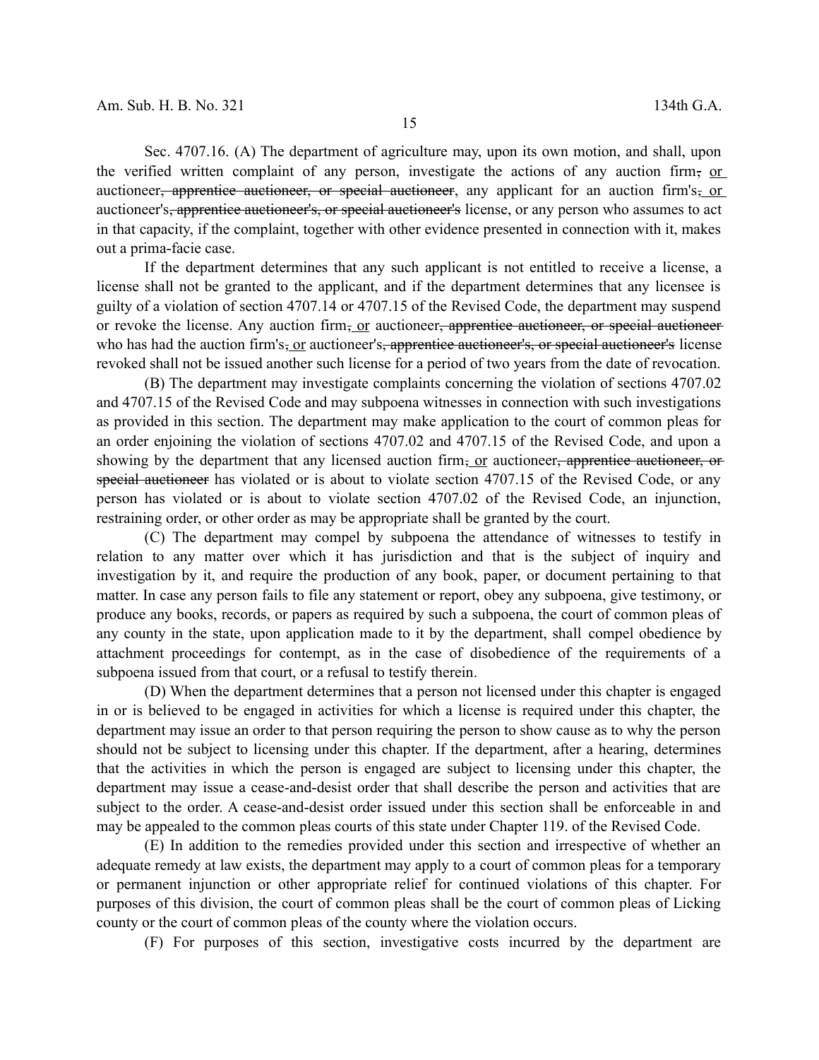Sec. 4707.16. (A) The department of agriculture may, upon its own motion, and shall, upon the verified written complaint of any person, investigate the actions of any auction firm~~,~~ <u>or</u> auctioneer~~, apprentice auctioneer, or special auctioneer~~, any applicant for an auction firm's~~,~~ <u>or</u> auctioneer's~~, apprentice auctioneer's, or special auctioneer's~~ license, or any person who assumes to act in that capacity, if the complaint, together with other evidence presented in connection with it, makes out a prima-facie case.

If the department determines that any such applicant is not entitled to receive a license, a license shall not be granted to the applicant, and if the department determines that any licensee is guilty of a violation of section 4707.14 or 4707.15 of the Revised Code, the department may suspend or revoke the license. Any auction firm~~,~~ <u>or</u> auctioneer~~, apprentice auctioneer, or special auctioneer~~ who has had the auction firm's~~,~~ <u>or</u> auctioneer's~~, apprentice auctioneer's, or special auctioneer's~~ license revoked shall not be issued another such license for a period of two years from the date of revocation.

(B) The department may investigate complaints concerning the violation of sections 4707.02 and 4707.15 of the Revised Code and may subpoena witnesses in connection with such investigations as provided in this section. The department may make application to the court of common pleas for an order enjoining the violation of sections 4707.02 and 4707.15 of the Revised Code, and upon a showing by the department that any licensed auction firm~~,~~ <u>or</u> auctioneer~~, apprentice auctioneer, or special auctioneer~~ has violated or is about to violate section 4707.15 of the Revised Code, or any person has violated or is about to violate section 4707.02 of the Revised Code, an injunction, restraining order, or other order as may be appropriate shall be granted by the court.

(C) The department may compel by subpoena the attendance of witnesses to testify in relation to any matter over which it has jurisdiction and that is the subject of inquiry and investigation by it, and require the production of any book, paper, or document pertaining to that matter. In case any person fails to file any statement or report, obey any subpoena, give testimony, or produce any books, records, or papers as required by such a subpoena, the court of common pleas of any county in the state, upon application made to it by the department, shall compel obedience by attachment proceedings for contempt, as in the case of disobedience of the requirements of a subpoena issued from that court, or a refusal to testify therein.

(D) When the department determines that a person not licensed under this chapter is engaged in or is believed to be engaged in activities for which a license is required under this chapter, the department may issue an order to that person requiring the person to show cause as to why the person should not be subject to licensing under this chapter. If the department, after a hearing, determines that the activities in which the person is engaged are subject to licensing under this chapter, the department may issue a cease-and-desist order that shall describe the person and activities that are subject to the order. A cease-and-desist order issued under this section shall be enforceable in and may be appealed to the common pleas courts of this state under Chapter 119. of the Revised Code.

(E) In addition to the remedies provided under this section and irrespective of whether an adequate remedy at law exists, the department may apply to a court of common pleas for a temporary or permanent injunction or other appropriate relief for continued violations of this chapter. For purposes of this division, the court of common pleas shall be the court of common pleas of Licking county or the court of common pleas of the county where the violation occurs.

(F) For purposes of this section, investigative costs incurred by the department are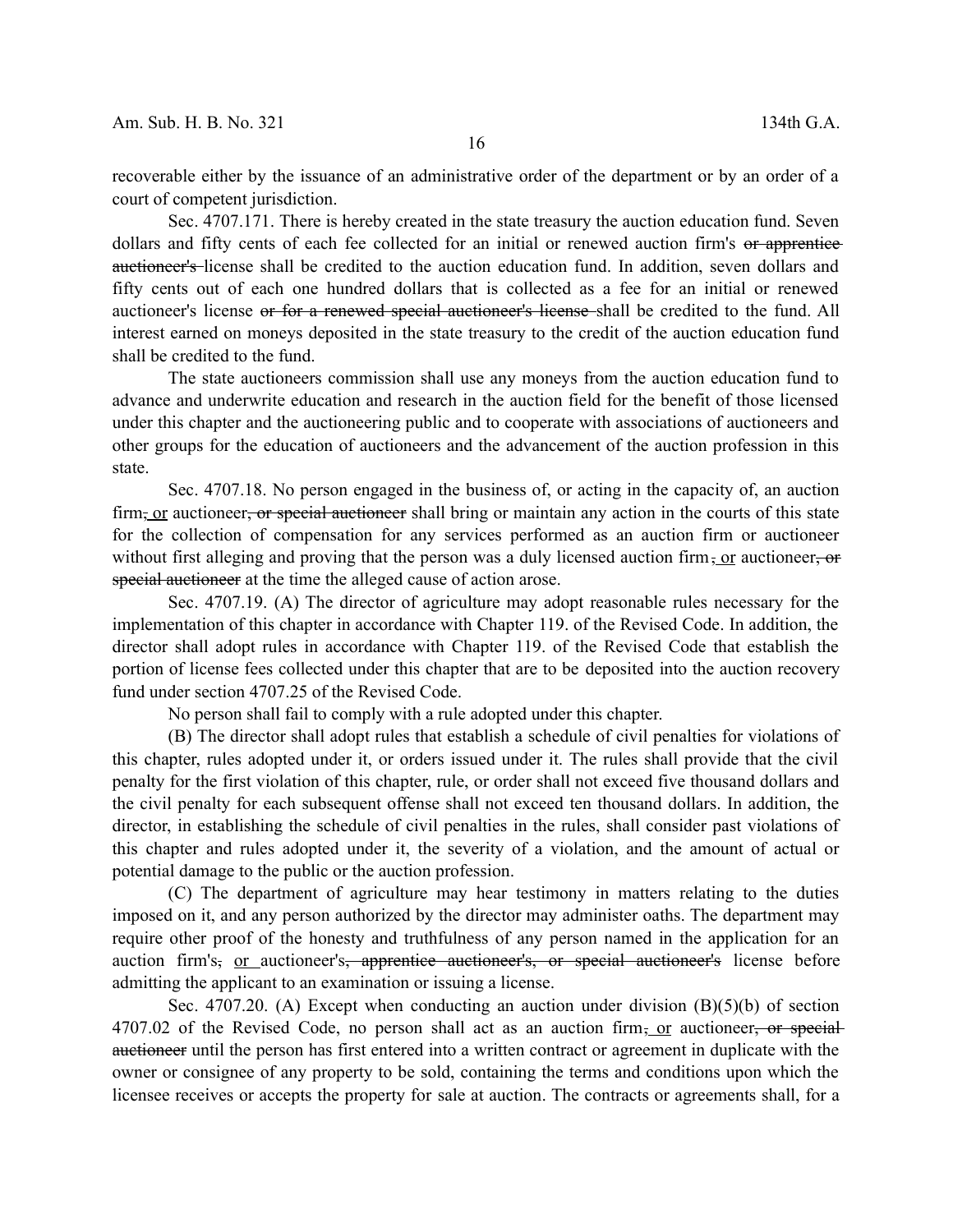recoverable either by the issuance of an administrative order of the department or by an order of a court of competent jurisdiction.

Sec. 4707.171. There is hereby created in the state treasury the auction education fund. Seven dollars and fifty cents of each fee collected for an initial or renewed auction firm's ~~or apprentice auctioneer's~~ license shall be credited to the auction education fund. In addition, seven dollars and fifty cents out of each one hundred dollars that is collected as a fee for an initial or renewed auctioneer's license ~~or for a renewed special auctioneer's license~~ shall be credited to the fund. All interest earned on moneys deposited in the state treasury to the credit of the auction education fund shall be credited to the fund.

The state auctioneers commission shall use any moneys from the auction education fund to advance and underwrite education and research in the auction field for the benefit of those licensed under this chapter and the auctioneering public and to cooperate with associations of auctioneers and other groups for the education of auctioneers and the advancement of the auction profession in this state.

Sec. 4707.18. No person engaged in the business of, or acting in the capacity of, an auction firm~~,~~ or auctioneer~~, or special auctioneer~~ shall bring or maintain any action in the courts of this state for the collection of compensation for any services performed as an auction firm or auctioneer without first alleging and proving that the person was a duly licensed auction firm~~,~~ or auctioneer~~, or special auctioneer~~ at the time the alleged cause of action arose.

Sec. 4707.19. (A) The director of agriculture may adopt reasonable rules necessary for the implementation of this chapter in accordance with Chapter 119. of the Revised Code. In addition, the director shall adopt rules in accordance with Chapter 119. of the Revised Code that establish the portion of license fees collected under this chapter that are to be deposited into the auction recovery fund under section 4707.25 of the Revised Code.

No person shall fail to comply with a rule adopted under this chapter.

(B) The director shall adopt rules that establish a schedule of civil penalties for violations of this chapter, rules adopted under it, or orders issued under it. The rules shall provide that the civil penalty for the first violation of this chapter, rule, or order shall not exceed five thousand dollars and the civil penalty for each subsequent offense shall not exceed ten thousand dollars. In addition, the director, in establishing the schedule of civil penalties in the rules, shall consider past violations of this chapter and rules adopted under it, the severity of a violation, and the amount of actual or potential damage to the public or the auction profession.

(C) The department of agriculture may hear testimony in matters relating to the duties imposed on it, and any person authorized by the director may administer oaths. The department may require other proof of the honesty and truthfulness of any person named in the application for an auction firm's~~,~~ or auctioneer's~~, apprentice auctioneer's, or special auctioneer's~~ license before admitting the applicant to an examination or issuing a license.

Sec. 4707.20. (A) Except when conducting an auction under division (B)(5)(b) of section 4707.02 of the Revised Code, no person shall act as an auction firm~~,~~ or auctioneer~~, or special auctioneer~~ until the person has first entered into a written contract or agreement in duplicate with the owner or consignee of any property to be sold, containing the terms and conditions upon which the licensee receives or accepts the property for sale at auction. The contracts or agreements shall, for a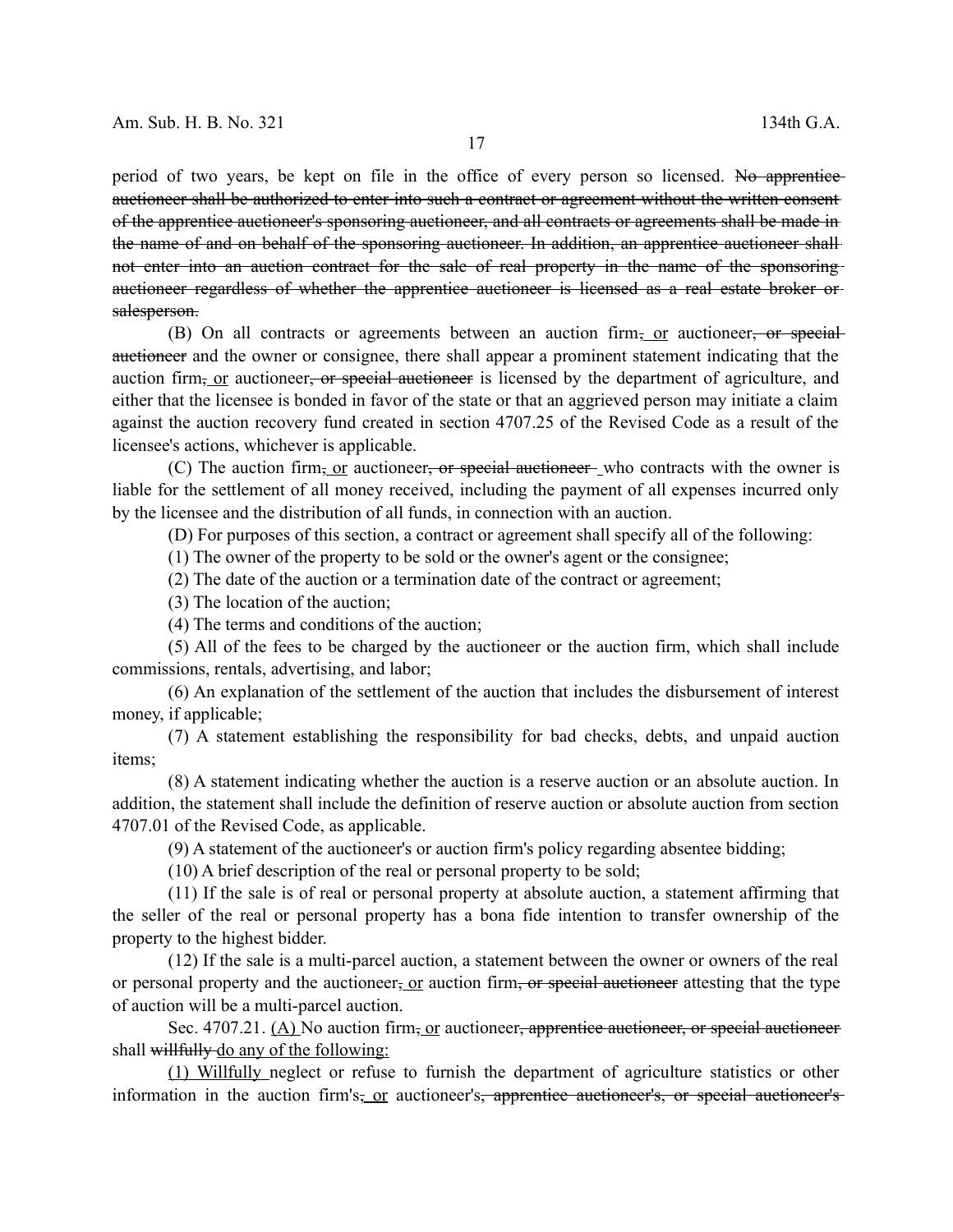period of two years, be kept on file in the office of every person so licensed. ~~No apprentice auctioneer shall be authorized to enter into such a contract or agreement without the written consent of the apprentice auctioneer's sponsoring auctioneer, and all contracts or agreements shall be made in the name of and on behalf of the sponsoring auctioneer. In addition, an apprentice auctioneer shall not enter into an auction contract for the sale of real property in the name of the sponsoring auctioneer regardless of whether the apprentice auctioneer is licensed as a real estate broker or salesperson.~~

(B) On all contracts or agreements between an auction firm~~,~~ or auctioneer~~, or special auctioneer~~ and the owner or consignee, there shall appear a prominent statement indicating that the auction firm~~,~~ or auctioneer~~, or special auctioneer~~ is licensed by the department of agriculture, and either that the licensee is bonded in favor of the state or that an aggrieved person may initiate a claim against the auction recovery fund created in section 4707.25 of the Revised Code as a result of the licensee's actions, whichever is applicable.

(C) The auction firm~~,~~ or auctioneer~~, or special auctioneer~~ who contracts with the owner is liable for the settlement of all money received, including the payment of all expenses incurred only by the licensee and the distribution of all funds, in connection with an auction.

(D) For purposes of this section, a contract or agreement shall specify all of the following:

(1) The owner of the property to be sold or the owner's agent or the consignee;

(2) The date of the auction or a termination date of the contract or agreement;

(3) The location of the auction;

(4) The terms and conditions of the auction;

(5) All of the fees to be charged by the auctioneer or the auction firm, which shall include commissions, rentals, advertising, and labor;

(6) An explanation of the settlement of the auction that includes the disbursement of interest money, if applicable;

(7) A statement establishing the responsibility for bad checks, debts, and unpaid auction items;

(8) A statement indicating whether the auction is a reserve auction or an absolute auction. In addition, the statement shall include the definition of reserve auction or absolute auction from section 4707.01 of the Revised Code, as applicable.

(9) A statement of the auctioneer's or auction firm's policy regarding absentee bidding;

(10) A brief description of the real or personal property to be sold;

(11) If the sale is of real or personal property at absolute auction, a statement affirming that the seller of the real or personal property has a bona fide intention to transfer ownership of the property to the highest bidder.

(12) If the sale is a multi-parcel auction, a statement between the owner or owners of the real or personal property and the auctioneer~~,~~ or auction firm~~, or special auctioneer~~ attesting that the type of auction will be a multi-parcel auction.

Sec. 4707.21. (A) No auction firm~~,~~ or auctioneer~~, apprentice auctioneer, or special auctioneer~~ shall ~~willfully~~ do any of the following:

(1) Willfully neglect or refuse to furnish the department of agriculture statistics or other information in the auction firm's~~,~~ or auctioneer's~~, apprentice auctioneer's, or special auctioneer's~~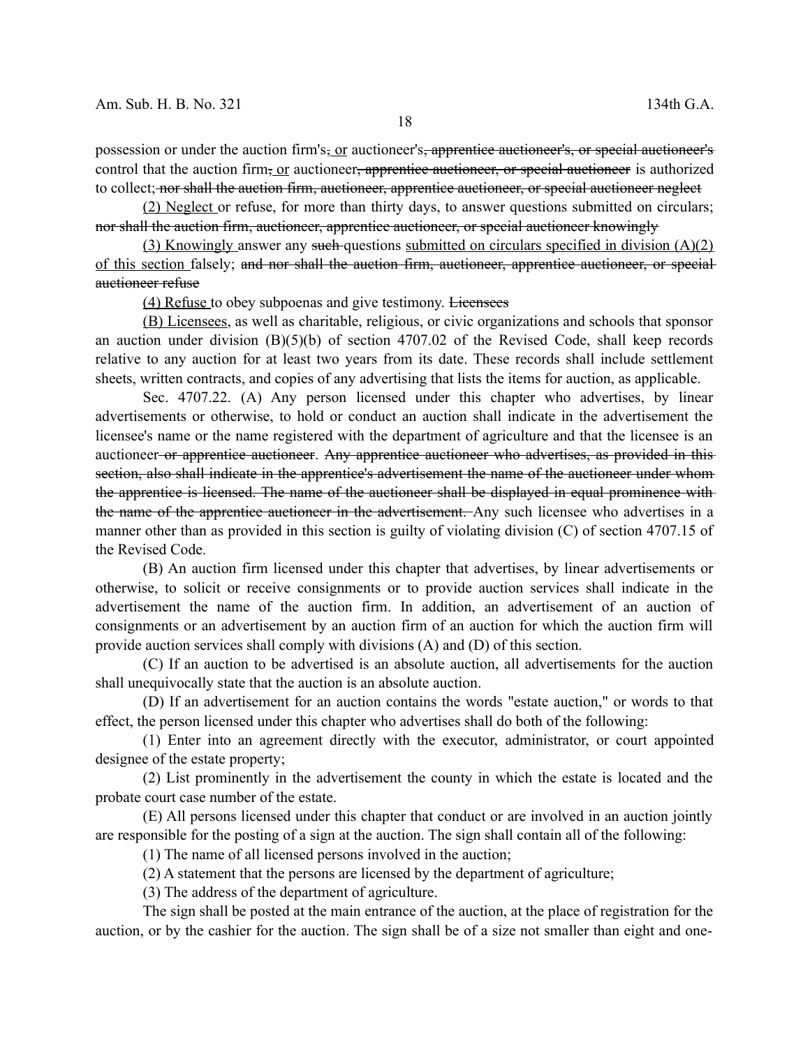possession or under the auction firm's~~,~~ <u>or</u> auctioneer's~~, apprentice auctioneer's, or special auctioneer's~~ control that the auction firm~~,~~ <u>or</u> auctioneer~~, apprentice auctioneer, or special auctioneer~~ is authorized to collect;~~ nor shall the auction firm, auctioneer, apprentice auctioneer, or special auctioneer neglect~~

<u>(2) Neglect</u> or refuse, for more than thirty days, to answer questions submitted on circulars; ~~nor shall the auction firm, auctioneer, apprentice auctioneer, or special auctioneer knowingly~~

<u>(3) Knowingly</u> answer any ~~such~~ questions <u>submitted on circulars specified in division (A)(2) of this section</u> falsely; ~~and nor shall the auction firm, auctioneer, apprentice auctioneer, or special auctioneer refuse~~

<u>(4) Refuse</u> to obey subpoenas and give testimony. ~~Licensees~~

<u>(B) Licensees</u>, as well as charitable, religious, or civic organizations and schools that sponsor an auction under division (B)(5)(b) of section 4707.02 of the Revised Code, shall keep records relative to any auction for at least two years from its date. These records shall include settlement sheets, written contracts, and copies of any advertising that lists the items for auction, as applicable.

Sec. 4707.22. (A) Any person licensed under this chapter who advertises, by linear advertisements or otherwise, to hold or conduct an auction shall indicate in the advertisement the licensee's name or the name registered with the department of agriculture and that the licensee is an auctioneer~~ or apprentice auctioneer~~. ~~Any apprentice auctioneer who advertises, as provided in this section, also shall indicate in the apprentice's advertisement the name of the auctioneer under whom the apprentice is licensed. The name of the auctioneer shall be displayed in equal prominence with the name of the apprentice auctioneer in the advertisement.~~ Any such licensee who advertises in a manner other than as provided in this section is guilty of violating division (C) of section 4707.15 of the Revised Code.

(B) An auction firm licensed under this chapter that advertises, by linear advertisements or otherwise, to solicit or receive consignments or to provide auction services shall indicate in the advertisement the name of the auction firm. In addition, an advertisement of an auction of consignments or an advertisement by an auction firm of an auction for which the auction firm will provide auction services shall comply with divisions (A) and (D) of this section.

(C) If an auction to be advertised is an absolute auction, all advertisements for the auction shall unequivocally state that the auction is an absolute auction.

(D) If an advertisement for an auction contains the words "estate auction," or words to that effect, the person licensed under this chapter who advertises shall do both of the following:

(1) Enter into an agreement directly with the executor, administrator, or court appointed designee of the estate property;

(2) List prominently in the advertisement the county in which the estate is located and the probate court case number of the estate.

(E) All persons licensed under this chapter that conduct or are involved in an auction jointly are responsible for the posting of a sign at the auction. The sign shall contain all of the following:

(1) The name of all licensed persons involved in the auction;

(2) A statement that the persons are licensed by the department of agriculture;

(3) The address of the department of agriculture.

The sign shall be posted at the main entrance of the auction, at the place of registration for the auction, or by the cashier for the auction. The sign shall be of a size not smaller than eight and one-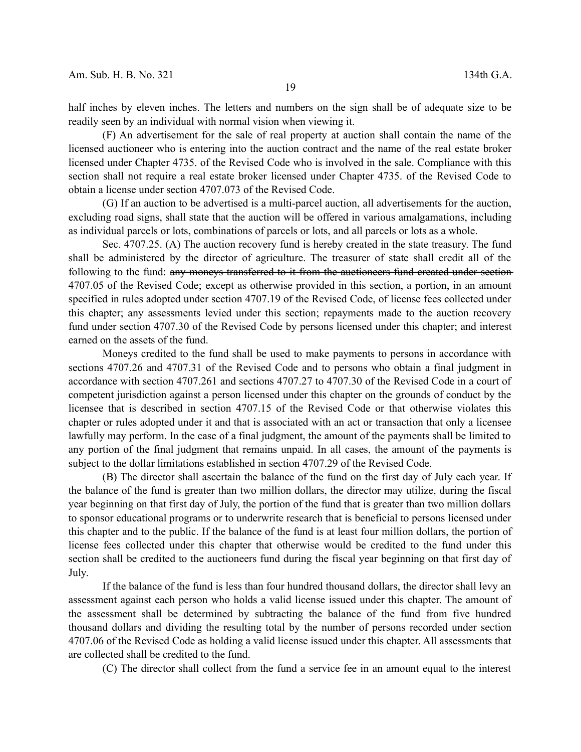half inches by eleven inches. The letters and numbers on the sign shall be of adequate size to be readily seen by an individual with normal vision when viewing it.

(F) An advertisement for the sale of real property at auction shall contain the name of the licensed auctioneer who is entering into the auction contract and the name of the real estate broker licensed under Chapter 4735. of the Revised Code who is involved in the sale. Compliance with this section shall not require a real estate broker licensed under Chapter 4735. of the Revised Code to obtain a license under section 4707.073 of the Revised Code.

(G) If an auction to be advertised is a multi-parcel auction, all advertisements for the auction, excluding road signs, shall state that the auction will be offered in various amalgamations, including as individual parcels or lots, combinations of parcels or lots, and all parcels or lots as a whole.

Sec. 4707.25. (A) The auction recovery fund is hereby created in the state treasury. The fund shall be administered by the director of agriculture. The treasurer of state shall credit all of the following to the fund: ~~any moneys transferred to it from the auctioneers fund created under section 4707.05 of the Revised Code;~~ except as otherwise provided in this section, a portion, in an amount specified in rules adopted under section 4707.19 of the Revised Code, of license fees collected under this chapter; any assessments levied under this section; repayments made to the auction recovery fund under section 4707.30 of the Revised Code by persons licensed under this chapter; and interest earned on the assets of the fund.

Moneys credited to the fund shall be used to make payments to persons in accordance with sections 4707.26 and 4707.31 of the Revised Code and to persons who obtain a final judgment in accordance with section 4707.261 and sections 4707.27 to 4707.30 of the Revised Code in a court of competent jurisdiction against a person licensed under this chapter on the grounds of conduct by the licensee that is described in section 4707.15 of the Revised Code or that otherwise violates this chapter or rules adopted under it and that is associated with an act or transaction that only a licensee lawfully may perform. In the case of a final judgment, the amount of the payments shall be limited to any portion of the final judgment that remains unpaid. In all cases, the amount of the payments is subject to the dollar limitations established in section 4707.29 of the Revised Code.

(B) The director shall ascertain the balance of the fund on the first day of July each year. If the balance of the fund is greater than two million dollars, the director may utilize, during the fiscal year beginning on that first day of July, the portion of the fund that is greater than two million dollars to sponsor educational programs or to underwrite research that is beneficial to persons licensed under this chapter and to the public. If the balance of the fund is at least four million dollars, the portion of license fees collected under this chapter that otherwise would be credited to the fund under this section shall be credited to the auctioneers fund during the fiscal year beginning on that first day of July.

If the balance of the fund is less than four hundred thousand dollars, the director shall levy an assessment against each person who holds a valid license issued under this chapter. The amount of the assessment shall be determined by subtracting the balance of the fund from five hundred thousand dollars and dividing the resulting total by the number of persons recorded under section 4707.06 of the Revised Code as holding a valid license issued under this chapter. All assessments that are collected shall be credited to the fund.

(C) The director shall collect from the fund a service fee in an amount equal to the interest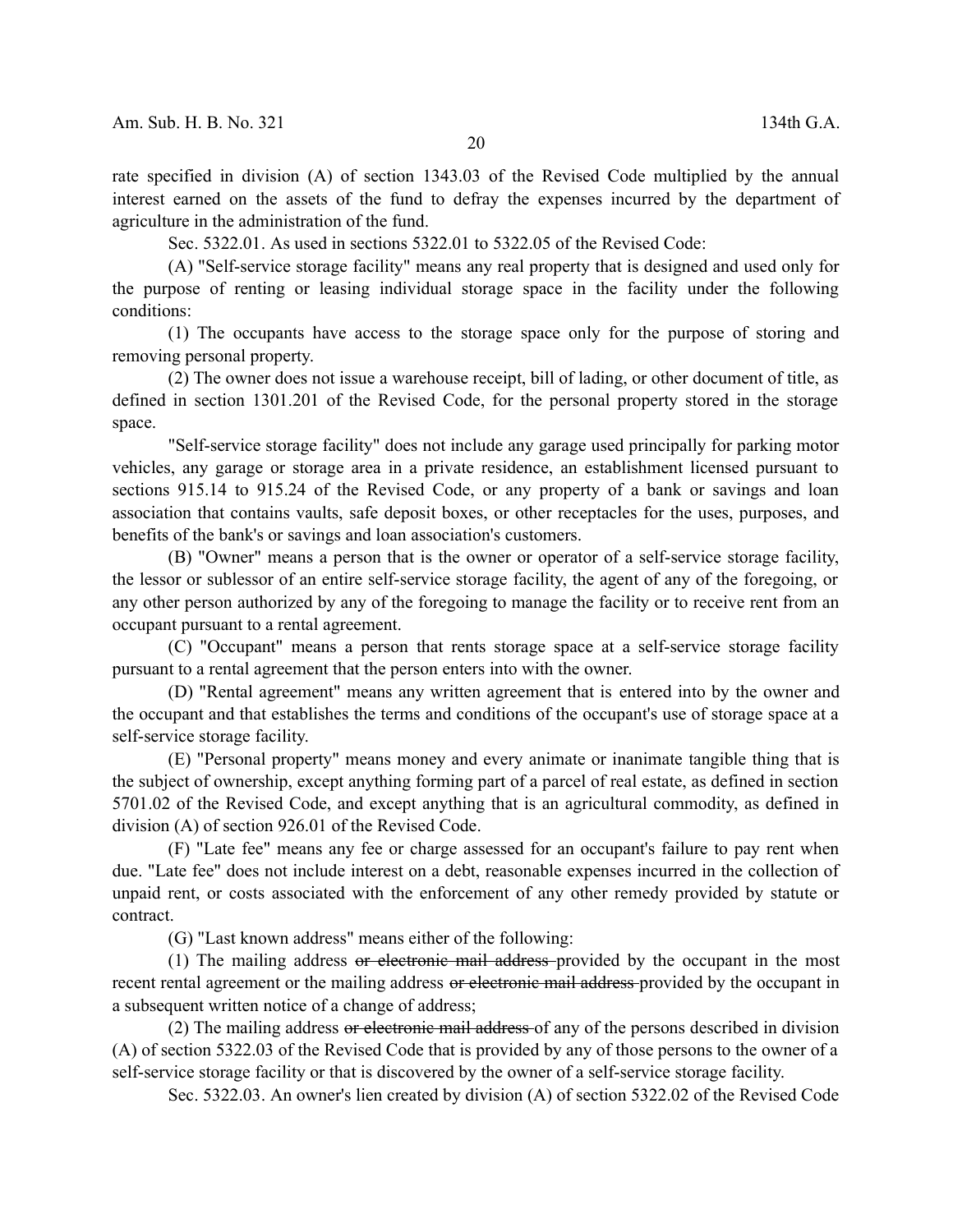rate specified in division (A) of section 1343.03 of the Revised Code multiplied by the annual interest earned on the assets of the fund to defray the expenses incurred by the department of agriculture in the administration of the fund.

Sec. 5322.01. As used in sections 5322.01 to 5322.05 of the Revised Code:

(A) "Self-service storage facility" means any real property that is designed and used only for the purpose of renting or leasing individual storage space in the facility under the following conditions:

(1) The occupants have access to the storage space only for the purpose of storing and removing personal property.

(2) The owner does not issue a warehouse receipt, bill of lading, or other document of title, as defined in section 1301.201 of the Revised Code, for the personal property stored in the storage space.

"Self-service storage facility" does not include any garage used principally for parking motor vehicles, any garage or storage area in a private residence, an establishment licensed pursuant to sections 915.14 to 915.24 of the Revised Code, or any property of a bank or savings and loan association that contains vaults, safe deposit boxes, or other receptacles for the uses, purposes, and benefits of the bank's or savings and loan association's customers.

(B) "Owner" means a person that is the owner or operator of a self-service storage facility, the lessor or sublessor of an entire self-service storage facility, the agent of any of the foregoing, or any other person authorized by any of the foregoing to manage the facility or to receive rent from an occupant pursuant to a rental agreement.

(C) "Occupant" means a person that rents storage space at a self-service storage facility pursuant to a rental agreement that the person enters into with the owner.

(D) "Rental agreement" means any written agreement that is entered into by the owner and the occupant and that establishes the terms and conditions of the occupant's use of storage space at a self-service storage facility.

(E) "Personal property" means money and every animate or inanimate tangible thing that is the subject of ownership, except anything forming part of a parcel of real estate, as defined in section 5701.02 of the Revised Code, and except anything that is an agricultural commodity, as defined in division (A) of section 926.01 of the Revised Code.

(F) "Late fee" means any fee or charge assessed for an occupant's failure to pay rent when due. "Late fee" does not include interest on a debt, reasonable expenses incurred in the collection of unpaid rent, or costs associated with the enforcement of any other remedy provided by statute or contract.

(G) "Last known address" means either of the following:

(1) The mailing address ~~or electronic mail address~~ provided by the occupant in the most recent rental agreement or the mailing address ~~or electronic mail address~~ provided by the occupant in a subsequent written notice of a change of address;

(2) The mailing address ~~or electronic mail address~~ of any of the persons described in division (A) of section 5322.03 of the Revised Code that is provided by any of those persons to the owner of a self-service storage facility or that is discovered by the owner of a self-service storage facility.

Sec. 5322.03. An owner's lien created by division (A) of section 5322.02 of the Revised Code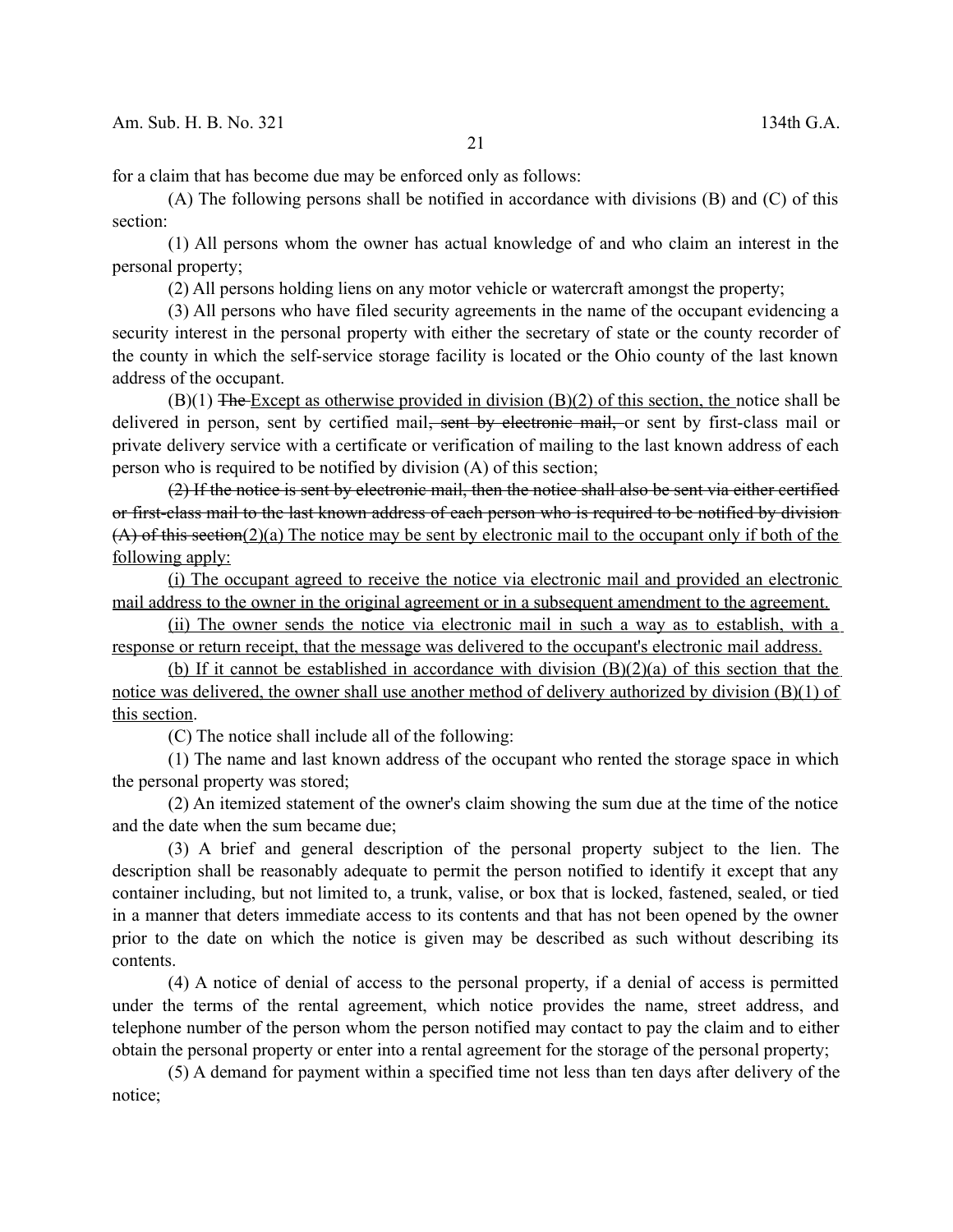for a claim that has become due may be enforced only as follows:

(A) The following persons shall be notified in accordance with divisions (B) and (C) of this section:

(1) All persons whom the owner has actual knowledge of and who claim an interest in the personal property;

(2) All persons holding liens on any motor vehicle or watercraft amongst the property;

(3) All persons who have filed security agreements in the name of the occupant evidencing a security interest in the personal property with either the secretary of state or the county recorder of the county in which the self-service storage facility is located or the Ohio county of the last known address of the occupant.

(B)(1) ~~The~~ <u>Except as otherwise provided in division (B)(2) of this section, the</u> notice shall be delivered in person, sent by certified mail~~, sent by electronic mail,~~ or sent by first-class mail or private delivery service with a certificate or verification of mailing to the last known address of each person who is required to be notified by division (A) of this section;

~~(2) If the notice is sent by electronic mail, then the notice shall also be sent via either certified or first-class mail to the last known address of each person who is required to be notified by division (A) of this section~~<u>(2)(a) The notice may be sent by electronic mail to the occupant only if both of the following apply:</u>

<u>(i) The occupant agreed to receive the notice via electronic mail and provided an electronic mail address to the owner in the original agreement or in a subsequent amendment to the agreement.</u>

<u>(ii) The owner sends the notice via electronic mail in such a way as to establish, with a response or return receipt, that the message was delivered to the occupant's electronic mail address.</u>

<u>(b) If it cannot be established in accordance with division (B)(2)(a) of this section that the notice was delivered, the owner shall use another method of delivery authorized by division (B)(1) of this section</u>.

(C) The notice shall include all of the following:

(1) The name and last known address of the occupant who rented the storage space in which the personal property was stored;

(2) An itemized statement of the owner's claim showing the sum due at the time of the notice and the date when the sum became due;

(3) A brief and general description of the personal property subject to the lien. The description shall be reasonably adequate to permit the person notified to identify it except that any container including, but not limited to, a trunk, valise, or box that is locked, fastened, sealed, or tied in a manner that deters immediate access to its contents and that has not been opened by the owner prior to the date on which the notice is given may be described as such without describing its contents.

(4) A notice of denial of access to the personal property, if a denial of access is permitted under the terms of the rental agreement, which notice provides the name, street address, and telephone number of the person whom the person notified may contact to pay the claim and to either obtain the personal property or enter into a rental agreement for the storage of the personal property;

(5) A demand for payment within a specified time not less than ten days after delivery of the notice;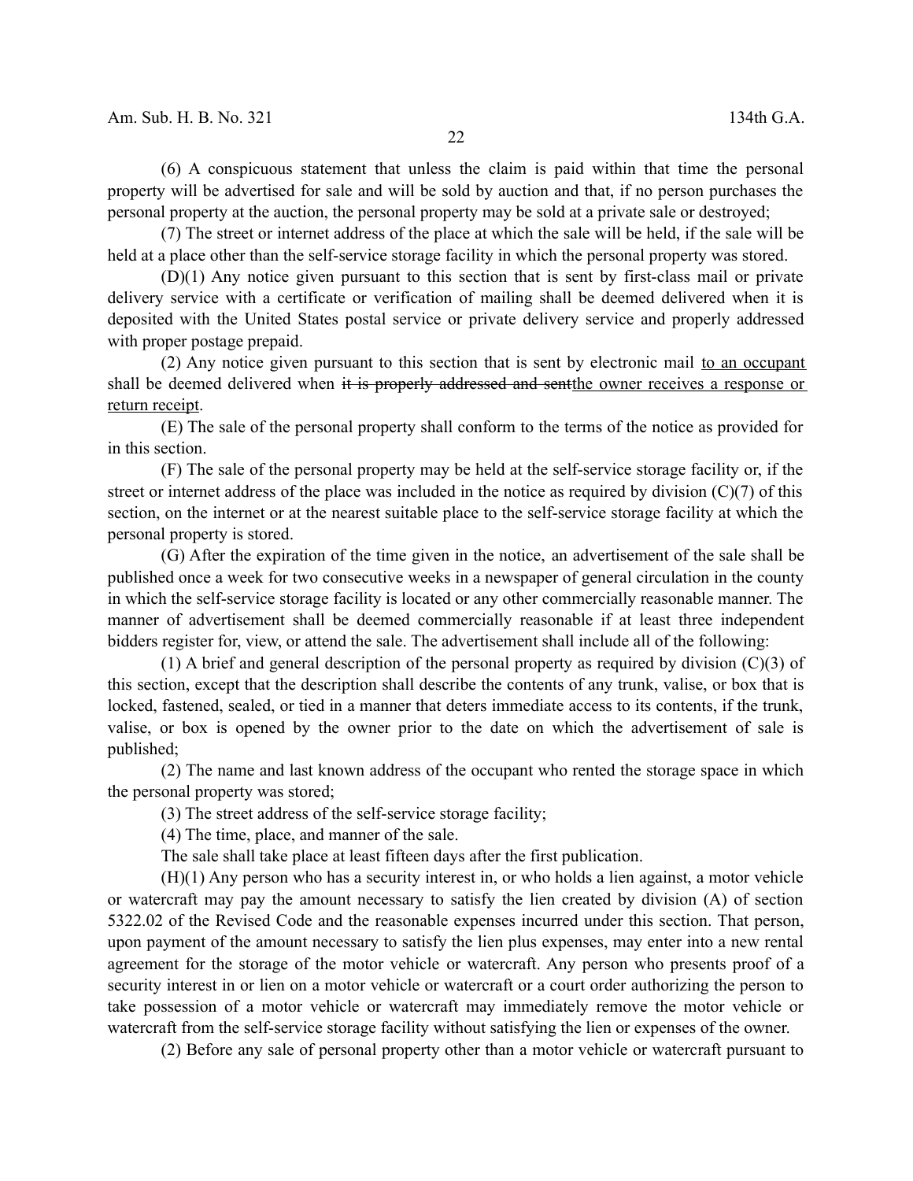(6) A conspicuous statement that unless the claim is paid within that time the personal property will be advertised for sale and will be sold by auction and that, if no person purchases the personal property at the auction, the personal property may be sold at a private sale or destroyed;

(7) The street or internet address of the place at which the sale will be held, if the sale will be held at a place other than the self-service storage facility in which the personal property was stored.

(D)(1) Any notice given pursuant to this section that is sent by first-class mail or private delivery service with a certificate or verification of mailing shall be deemed delivered when it is deposited with the United States postal service or private delivery service and properly addressed with proper postage prepaid.

(2) Any notice given pursuant to this section that is sent by electronic mail <u>to an occupant</u> shall be deemed delivered when ~~it is properly addressed and sent~~<u>the owner receives a response or return receipt</u>.

(E) The sale of the personal property shall conform to the terms of the notice as provided for in this section.

(F) The sale of the personal property may be held at the self-service storage facility or, if the street or internet address of the place was included in the notice as required by division (C)(7) of this section, on the internet or at the nearest suitable place to the self-service storage facility at which the personal property is stored.

(G) After the expiration of the time given in the notice, an advertisement of the sale shall be published once a week for two consecutive weeks in a newspaper of general circulation in the county in which the self-service storage facility is located or any other commercially reasonable manner. The manner of advertisement shall be deemed commercially reasonable if at least three independent bidders register for, view, or attend the sale. The advertisement shall include all of the following:

(1) A brief and general description of the personal property as required by division (C)(3) of this section, except that the description shall describe the contents of any trunk, valise, or box that is locked, fastened, sealed, or tied in a manner that deters immediate access to its contents, if the trunk, valise, or box is opened by the owner prior to the date on which the advertisement of sale is published;

(2) The name and last known address of the occupant who rented the storage space in which the personal property was stored;

(3) The street address of the self-service storage facility;

(4) The time, place, and manner of the sale.

The sale shall take place at least fifteen days after the first publication.

(H)(1) Any person who has a security interest in, or who holds a lien against, a motor vehicle or watercraft may pay the amount necessary to satisfy the lien created by division (A) of section 5322.02 of the Revised Code and the reasonable expenses incurred under this section. That person, upon payment of the amount necessary to satisfy the lien plus expenses, may enter into a new rental agreement for the storage of the motor vehicle or watercraft. Any person who presents proof of a security interest in or lien on a motor vehicle or watercraft or a court order authorizing the person to take possession of a motor vehicle or watercraft may immediately remove the motor vehicle or watercraft from the self-service storage facility without satisfying the lien or expenses of the owner.

(2) Before any sale of personal property other than a motor vehicle or watercraft pursuant to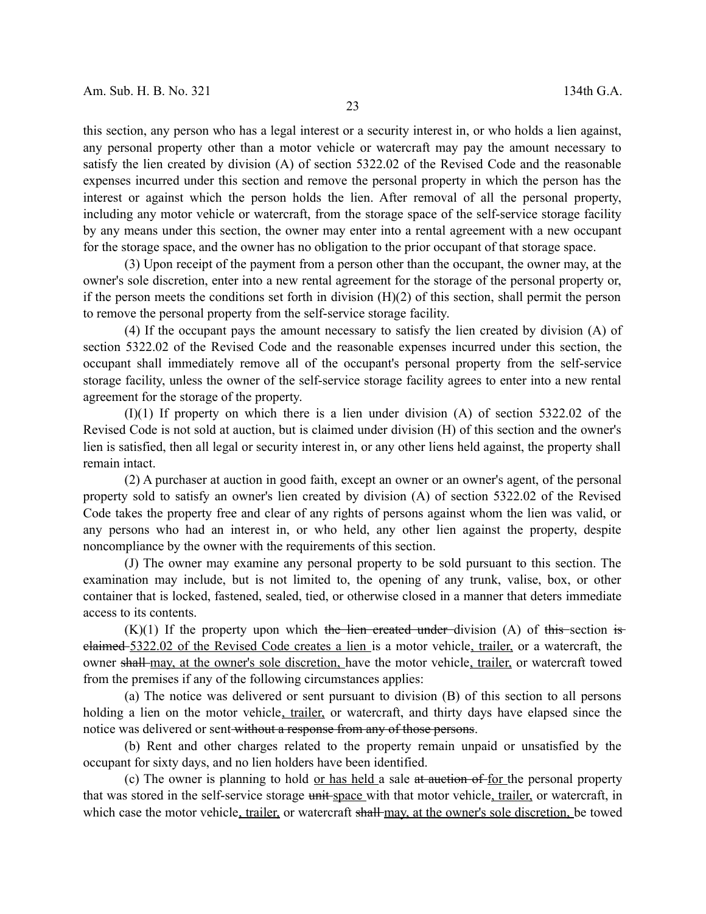this section, any person who has a legal interest or a security interest in, or who holds a lien against, any personal property other than a motor vehicle or watercraft may pay the amount necessary to satisfy the lien created by division (A) of section 5322.02 of the Revised Code and the reasonable expenses incurred under this section and remove the personal property in which the person has the interest or against which the person holds the lien. After removal of all the personal property, including any motor vehicle or watercraft, from the storage space of the self-service storage facility by any means under this section, the owner may enter into a rental agreement with a new occupant for the storage space, and the owner has no obligation to the prior occupant of that storage space.

(3) Upon receipt of the payment from a person other than the occupant, the owner may, at the owner's sole discretion, enter into a new rental agreement for the storage of the personal property or, if the person meets the conditions set forth in division (H)(2) of this section, shall permit the person to remove the personal property from the self-service storage facility.

(4) If the occupant pays the amount necessary to satisfy the lien created by division (A) of section 5322.02 of the Revised Code and the reasonable expenses incurred under this section, the occupant shall immediately remove all of the occupant's personal property from the self-service storage facility, unless the owner of the self-service storage facility agrees to enter into a new rental agreement for the storage of the property.

(I)(1) If property on which there is a lien under division (A) of section 5322.02 of the Revised Code is not sold at auction, but is claimed under division (H) of this section and the owner's lien is satisfied, then all legal or security interest in, or any other liens held against, the property shall remain intact.

(2) A purchaser at auction in good faith, except an owner or an owner's agent, of the personal property sold to satisfy an owner's lien created by division (A) of section 5322.02 of the Revised Code takes the property free and clear of any rights of persons against whom the lien was valid, or any persons who had an interest in, or who held, any other lien against the property, despite noncompliance by the owner with the requirements of this section.

(J) The owner may examine any personal property to be sold pursuant to this section. The examination may include, but is not limited to, the opening of any trunk, valise, box, or other container that is locked, fastened, sealed, tied, or otherwise closed in a manner that deters immediate access to its contents.

(K)(1) If the property upon which ~~the lien created under~~ division (A) of ~~this~~ section ~~is claimed~~ <u>5322.02 of the Revised Code creates a lien</u> is a motor vehicle<u>, trailer,</u> or a watercraft, the owner ~~shall~~ <u>may, at the owner's sole discretion,</u> have the motor vehicle<u>, trailer,</u> or watercraft towed from the premises if any of the following circumstances applies:

(a) The notice was delivered or sent pursuant to division (B) of this section to all persons holding a lien on the motor vehicle<u>, trailer,</u> or watercraft, and thirty days have elapsed since the notice was delivered or sent ~~without a response from any of those persons~~.

(b) Rent and other charges related to the property remain unpaid or unsatisfied by the occupant for sixty days, and no lien holders have been identified.

(c) The owner is planning to hold <u>or has held</u> a sale ~~at auction of~~ <u>for</u> the personal property that was stored in the self-service storage ~~unit~~ <u>space</u> with that motor vehicle<u>, trailer,</u> or watercraft, in which case the motor vehicle<u>, trailer,</u> or watercraft ~~shall~~ <u>may, at the owner's sole discretion,</u> be towed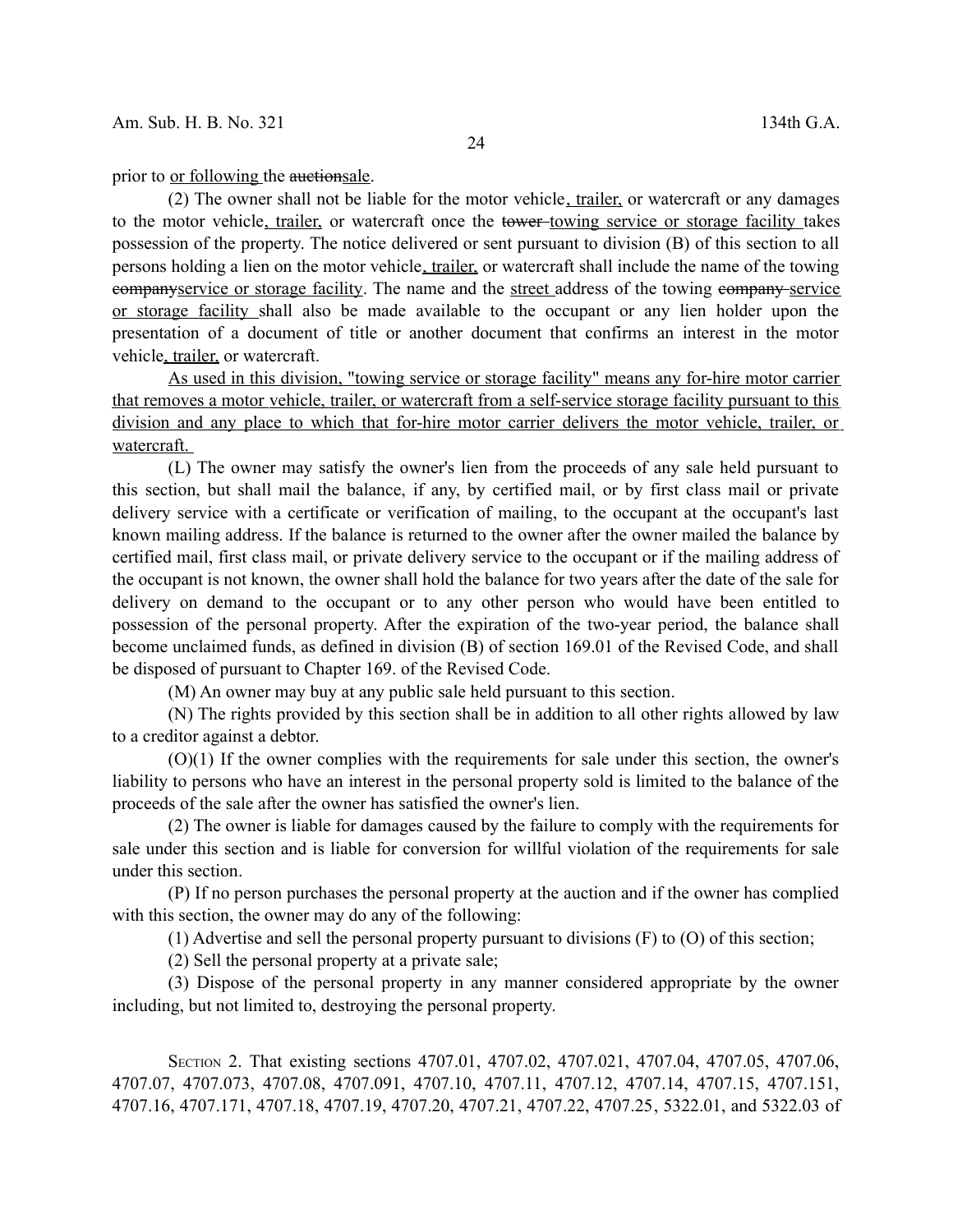prior to or following the auctionsale.

(2) The owner shall not be liable for the motor vehicle, trailer, or watercraft or any damages to the motor vehicle, trailer, or watercraft once the tower towing service or storage facility takes possession of the property. The notice delivered or sent pursuant to division (B) of this section to all persons holding a lien on the motor vehicle, trailer, or watercraft shall include the name of the towing companyservice or storage facility. The name and the street address of the towing company service or storage facility shall also be made available to the occupant or any lien holder upon the presentation of a document of title or another document that confirms an interest in the motor vehicle, trailer, or watercraft.

As used in this division, "towing service or storage facility" means any for-hire motor carrier that removes a motor vehicle, trailer, or watercraft from a self-service storage facility pursuant to this division and any place to which that for-hire motor carrier delivers the motor vehicle, trailer, or watercraft.

(L) The owner may satisfy the owner's lien from the proceeds of any sale held pursuant to this section, but shall mail the balance, if any, by certified mail, or by first class mail or private delivery service with a certificate or verification of mailing, to the occupant at the occupant's last known mailing address. If the balance is returned to the owner after the owner mailed the balance by certified mail, first class mail, or private delivery service to the occupant or if the mailing address of the occupant is not known, the owner shall hold the balance for two years after the date of the sale for delivery on demand to the occupant or to any other person who would have been entitled to possession of the personal property. After the expiration of the two-year period, the balance shall become unclaimed funds, as defined in division (B) of section 169.01 of the Revised Code, and shall be disposed of pursuant to Chapter 169. of the Revised Code.

(M) An owner may buy at any public sale held pursuant to this section.

(N) The rights provided by this section shall be in addition to all other rights allowed by law to a creditor against a debtor.

(O)(1) If the owner complies with the requirements for sale under this section, the owner's liability to persons who have an interest in the personal property sold is limited to the balance of the proceeds of the sale after the owner has satisfied the owner's lien.

(2) The owner is liable for damages caused by the failure to comply with the requirements for sale under this section and is liable for conversion for willful violation of the requirements for sale under this section.

(P) If no person purchases the personal property at the auction and if the owner has complied with this section, the owner may do any of the following:

(1) Advertise and sell the personal property pursuant to divisions (F) to (O) of this section;

(2) Sell the personal property at a private sale;

(3) Dispose of the personal property in any manner considered appropriate by the owner including, but not limited to, destroying the personal property.

SECTION 2. That existing sections 4707.01, 4707.02, 4707.021, 4707.04, 4707.05, 4707.06, 4707.07, 4707.073, 4707.08, 4707.091, 4707.10, 4707.11, 4707.12, 4707.14, 4707.15, 4707.151, 4707.16, 4707.171, 4707.18, 4707.19, 4707.20, 4707.21, 4707.22, 4707.25, 5322.01, and 5322.03 of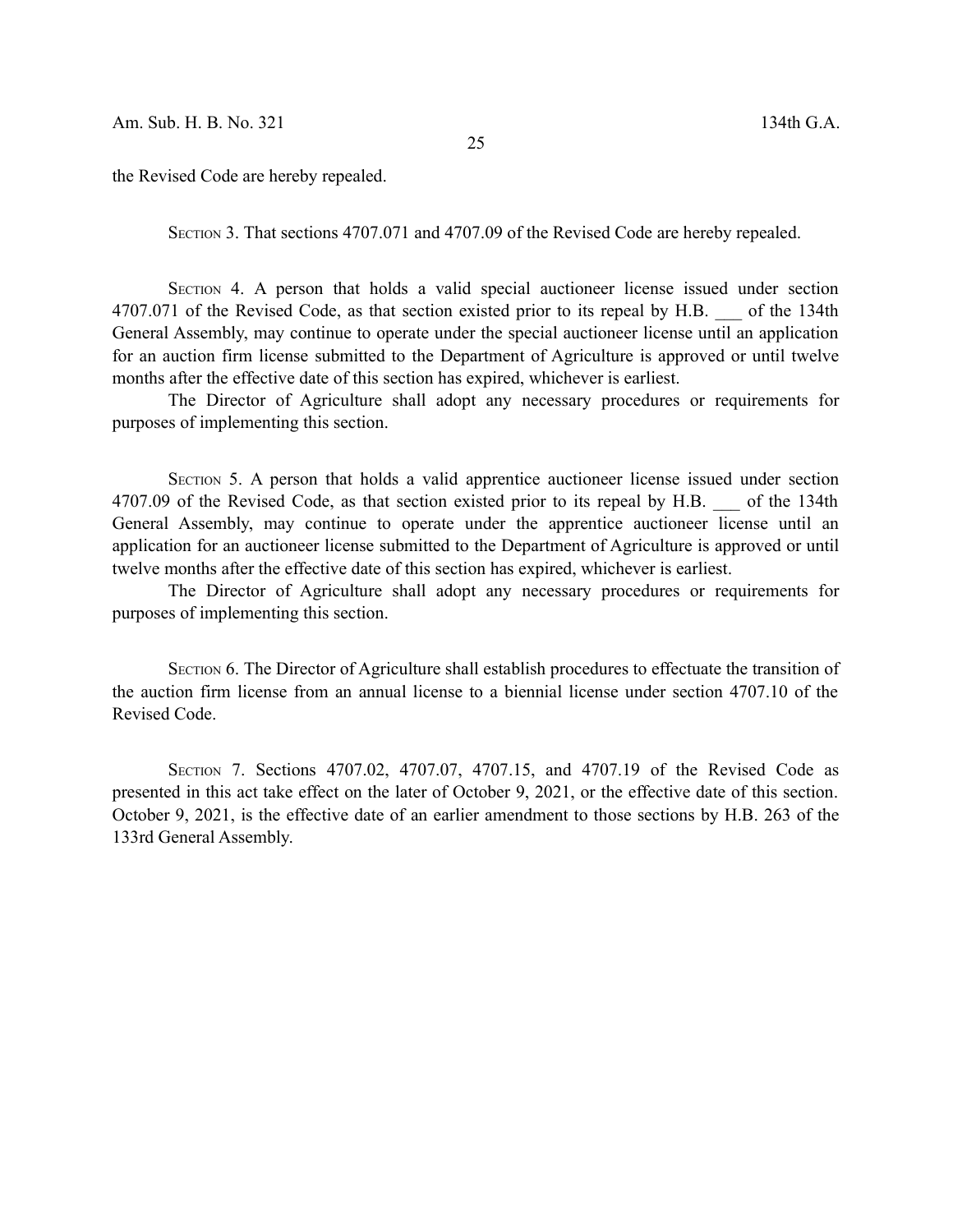the Revised Code are hereby repealed.

SECTION 3. That sections 4707.071 and 4707.09 of the Revised Code are hereby repealed.

SECTION 4. A person that holds a valid special auctioneer license issued under section 4707.071 of the Revised Code, as that section existed prior to its repeal by H.B. ___ of the 134th General Assembly, may continue to operate under the special auctioneer license until an application for an auction firm license submitted to the Department of Agriculture is approved or until twelve months after the effective date of this section has expired, whichever is earliest.

The Director of Agriculture shall adopt any necessary procedures or requirements for purposes of implementing this section.

SECTION 5. A person that holds a valid apprentice auctioneer license issued under section 4707.09 of the Revised Code, as that section existed prior to its repeal by H.B. ___ of the 134th General Assembly, may continue to operate under the apprentice auctioneer license until an application for an auctioneer license submitted to the Department of Agriculture is approved or until twelve months after the effective date of this section has expired, whichever is earliest.

The Director of Agriculture shall adopt any necessary procedures or requirements for purposes of implementing this section.

SECTION 6. The Director of Agriculture shall establish procedures to effectuate the transition of the auction firm license from an annual license to a biennial license under section 4707.10 of the Revised Code.

SECTION 7. Sections 4707.02, 4707.07, 4707.15, and 4707.19 of the Revised Code as presented in this act take effect on the later of October 9, 2021, or the effective date of this section. October 9, 2021, is the effective date of an earlier amendment to those sections by H.B. 263 of the 133rd General Assembly.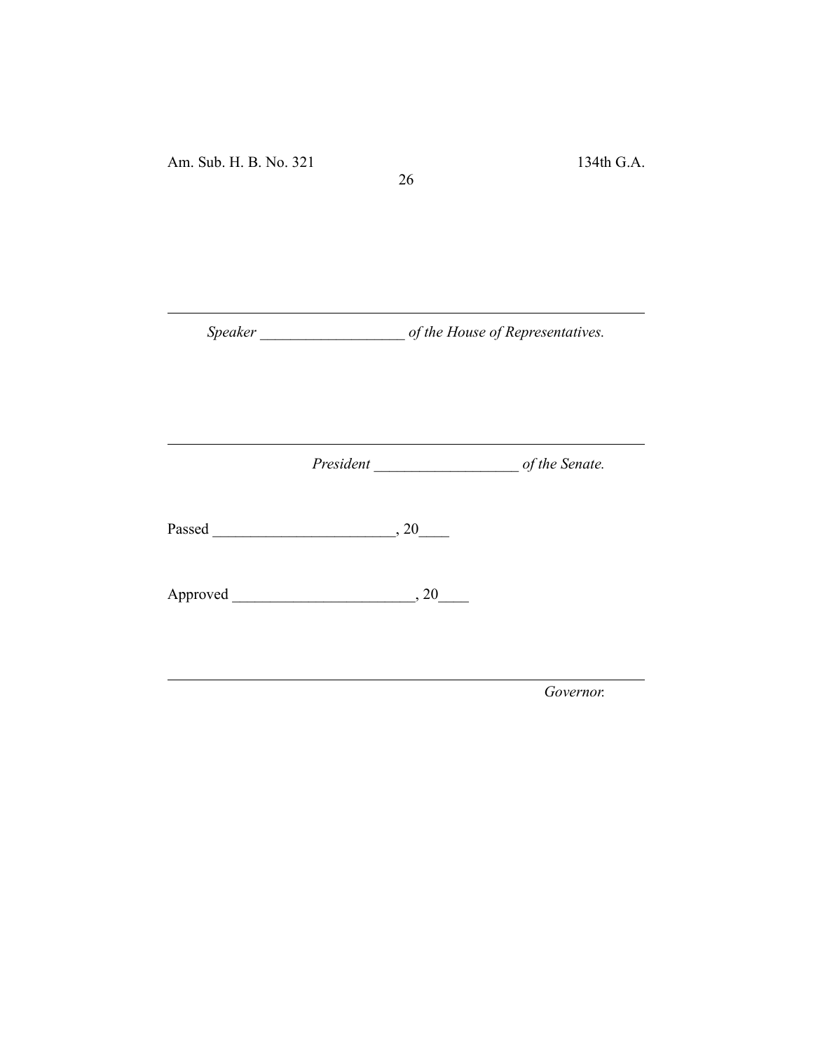---

*Speaker* ___________________ *of the House of Representatives.*

---

*President* ___________________ *of the Senate.*

Passed ________________________, 20____

Approved ________________________, 20____

---

*Governor.*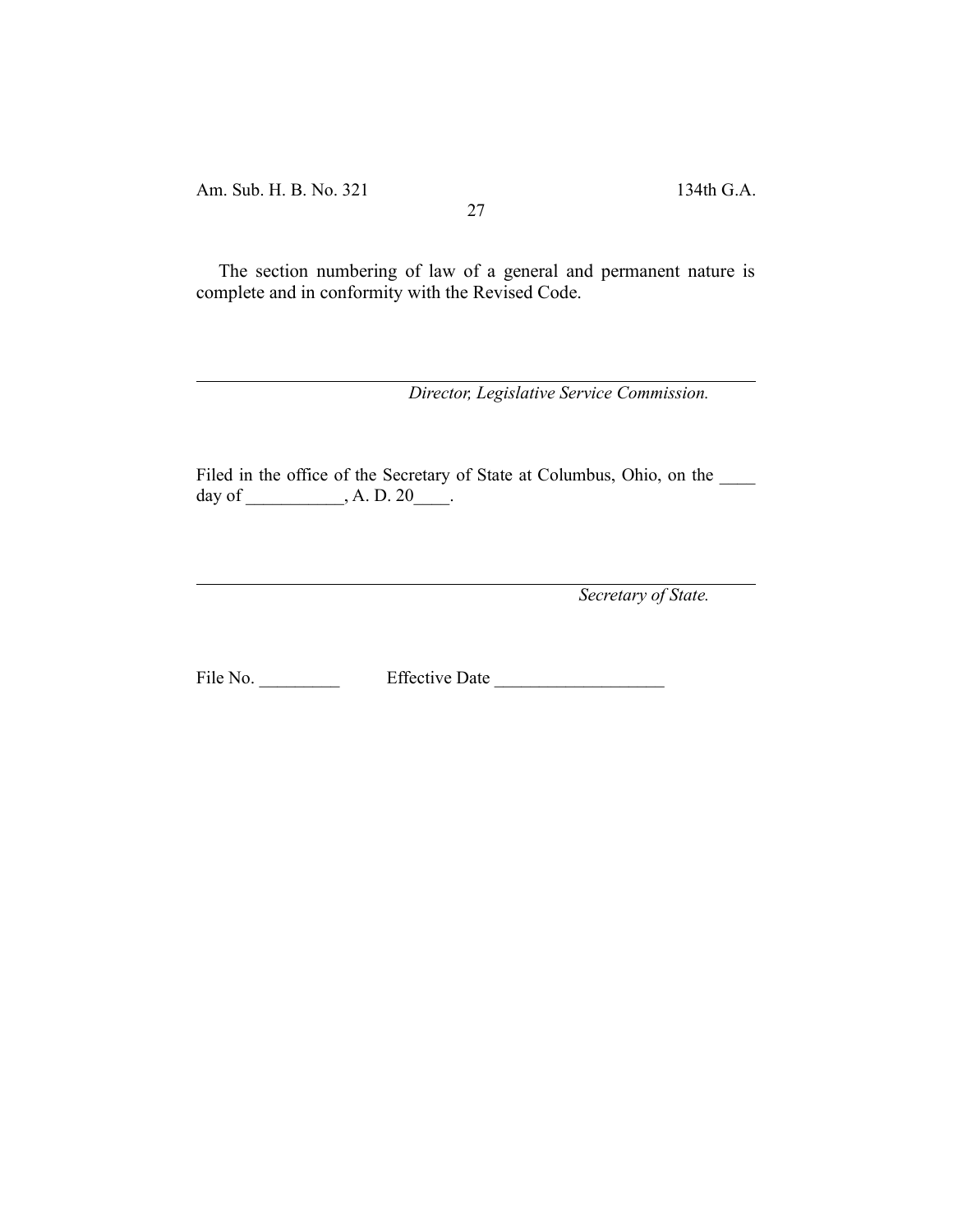The section numbering of law of a general and permanent nature is complete and in conformity with the Revised Code.

______________________________________________________________

*Director, Legislative Service Commission.*

Filed in the office of the Secretary of State at Columbus, Ohio, on the ____ day of ___________, A. D. 20____.

______________________________________________________________

*Secretary of State.*

File No. _________ Effective Date ___________________